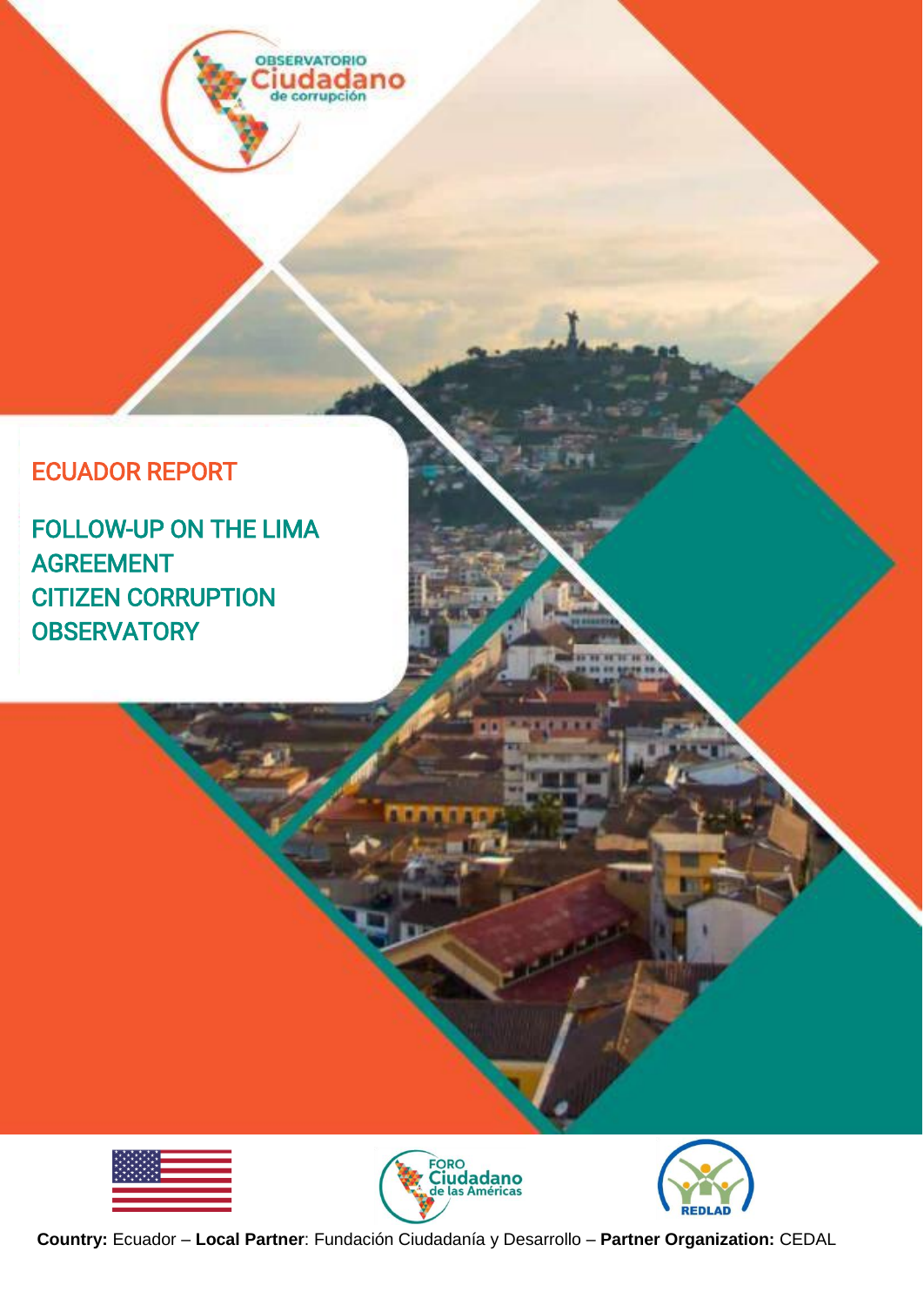OBSERVATORIO Ciudadano de corrupción

# ECUADOR REPORT

# FOLLOW-UP ON THE LIMA AGREEMENT CITIZEN CORRUPTION OBSERVATORY

FORO Ciudadano de las Américas

REDLAD

**Country:** Ecuador – **Local Partner**: Fundación Ciudadanía y Desarrollo – **Partner Organization:** CEDAL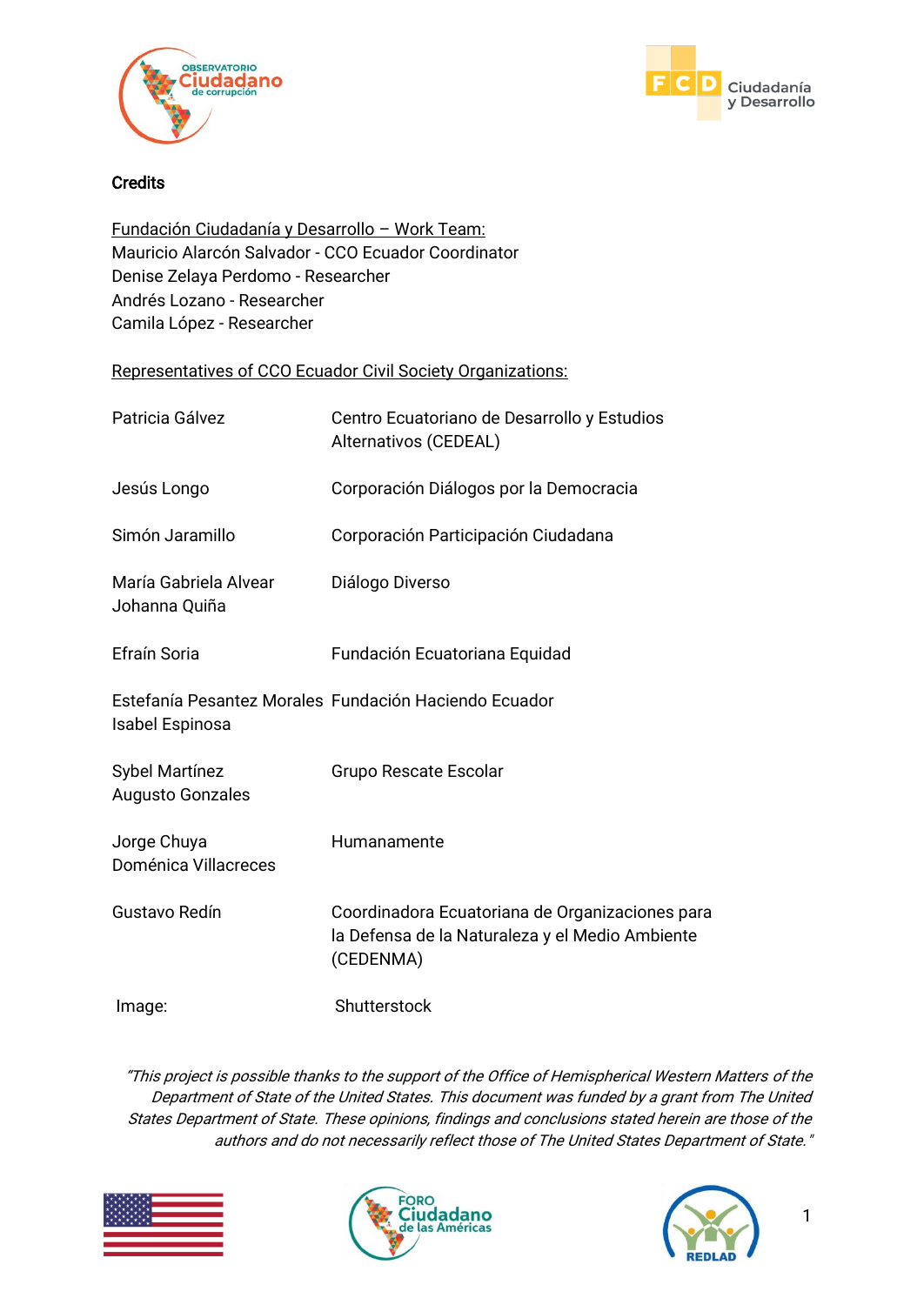## Credits

<u>Fundación Ciudadanía y Desarrollo – Work Team:</u>
Mauricio Alarcón Salvador - CCO Ecuador Coordinator
Denise Zelaya Perdomo - Researcher
Andrés Lozano - Researcher
Camila López - Researcher

<u>Representatives of CCO Ecuador Civil Society Organizations:</u>

| | |
|---|---|
| Patricia Gálvez | Centro Ecuatoriano de Desarrollo y Estudios Alternativos (CEDEAL) |
| Jesús Longo | Corporación Diálogos por la Democracia |
| Simón Jaramillo | Corporación Participación Ciudadana |
| María Gabriela Alvear<br>Johanna Quiña | Diálogo Diverso |
| Efraín Soria | Fundación Ecuatoriana Equidad |
| Estefanía Pesantez Morales<br>Isabel Espinosa | Fundación Haciendo Ecuador |
| Sybel Martínez<br>Augusto Gonzales | Grupo Rescate Escolar |
| Jorge Chuya<br>Doménica Villacreces | Humanamente |
| Gustavo Redín | Coordinadora Ecuatoriana de Organizaciones para la Defensa de la Naturaleza y el Medio Ambiente (CEDENMA) |
| Image: | Shutterstock |

*"This project is possible thanks to the support of the Office of Hemispherical Western Matters of the Department of State of the United States. This document was funded by a grant from The United States Department of State. These opinions, findings and conclusions stated herein are those of the authors and do not necessarily reflect those of The United States Department of State."*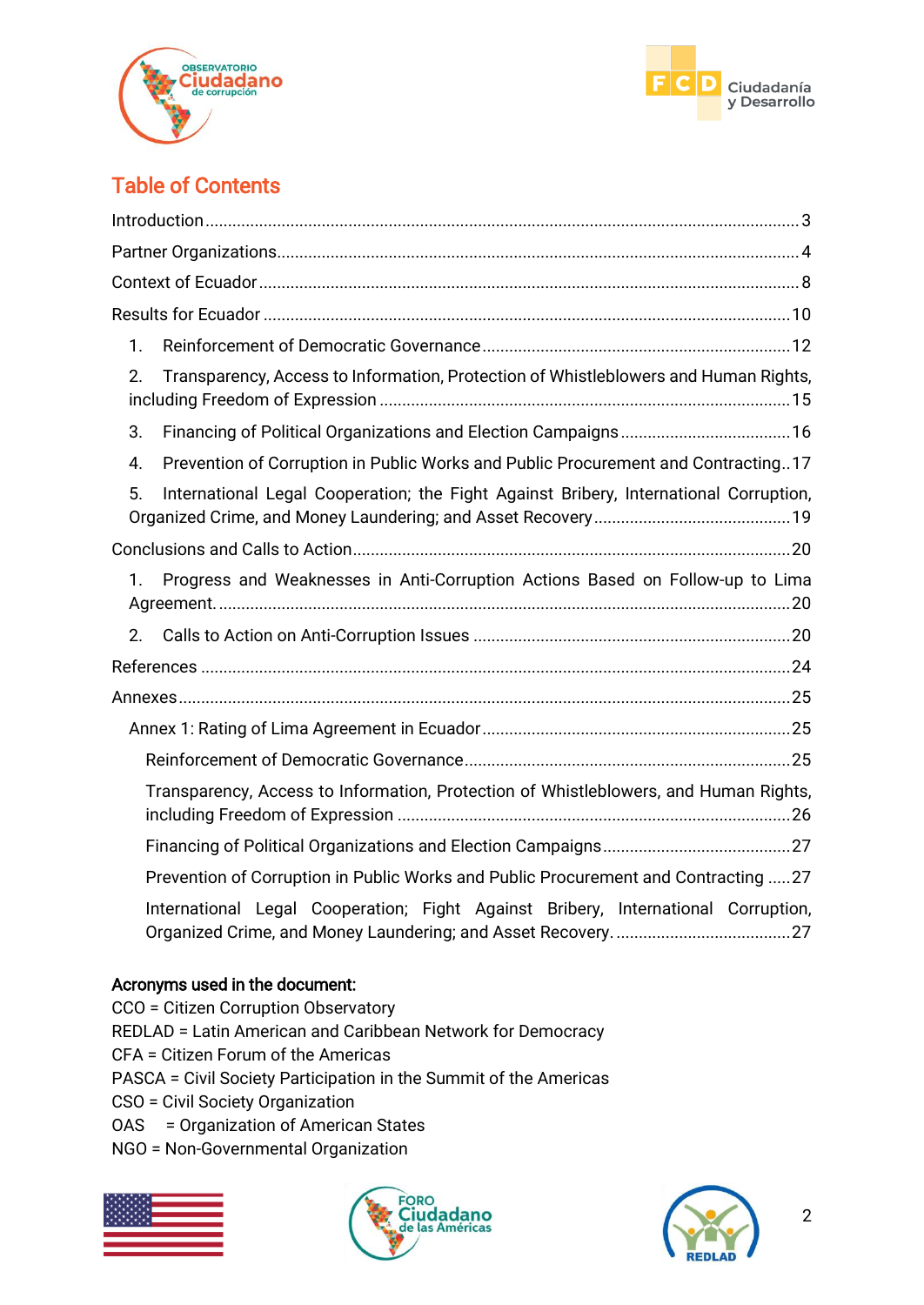## Table of Contents

Introduction ........ 3

Partner Organizations ........ 4

Context of Ecuador ........ 8

Results for Ecuador ........ 10

1. Reinforcement of Democratic Governance ........ 12
2. Transparency, Access to Information, Protection of Whistleblowers and Human Rights, including Freedom of Expression ........ 15
3. Financing of Political Organizations and Election Campaigns ........ 16
4. Prevention of Corruption in Public Works and Public Procurement and Contracting ........ 17
5. International Legal Cooperation; the Fight Against Bribery, International Corruption, Organized Crime, and Money Laundering; and Asset Recovery ........ 19

Conclusions and Calls to Action ........ 20

1. Progress and Weaknesses in Anti-Corruption Actions Based on Follow-up to Lima Agreement. ........ 20
2. Calls to Action on Anti-Corruption Issues ........ 20

References ........ 24

Annexes ........ 25

- Annex 1: Rating of Lima Agreement in Ecuador ........ 25
  - Reinforcement of Democratic Governance ........ 25
  - Transparency, Access to Information, Protection of Whistleblowers, and Human Rights, including Freedom of Expression ........ 26
  - Financing of Political Organizations and Election Campaigns ........ 27
  - Prevention of Corruption in Public Works and Public Procurement and Contracting ........ 27
  - International Legal Cooperation; Fight Against Bribery, International Corruption, Organized Crime, and Money Laundering; and Asset Recovery. ........ 27

**Acronyms used in the document:**

CCO = Citizen Corruption Observatory
REDLAD = Latin American and Caribbean Network for Democracy
CFA = Citizen Forum of the Americas
PASCA = Civil Society Participation in the Summit of the Americas
CSO = Civil Society Organization
OAS = Organization of American States
NGO = Non-Governmental Organization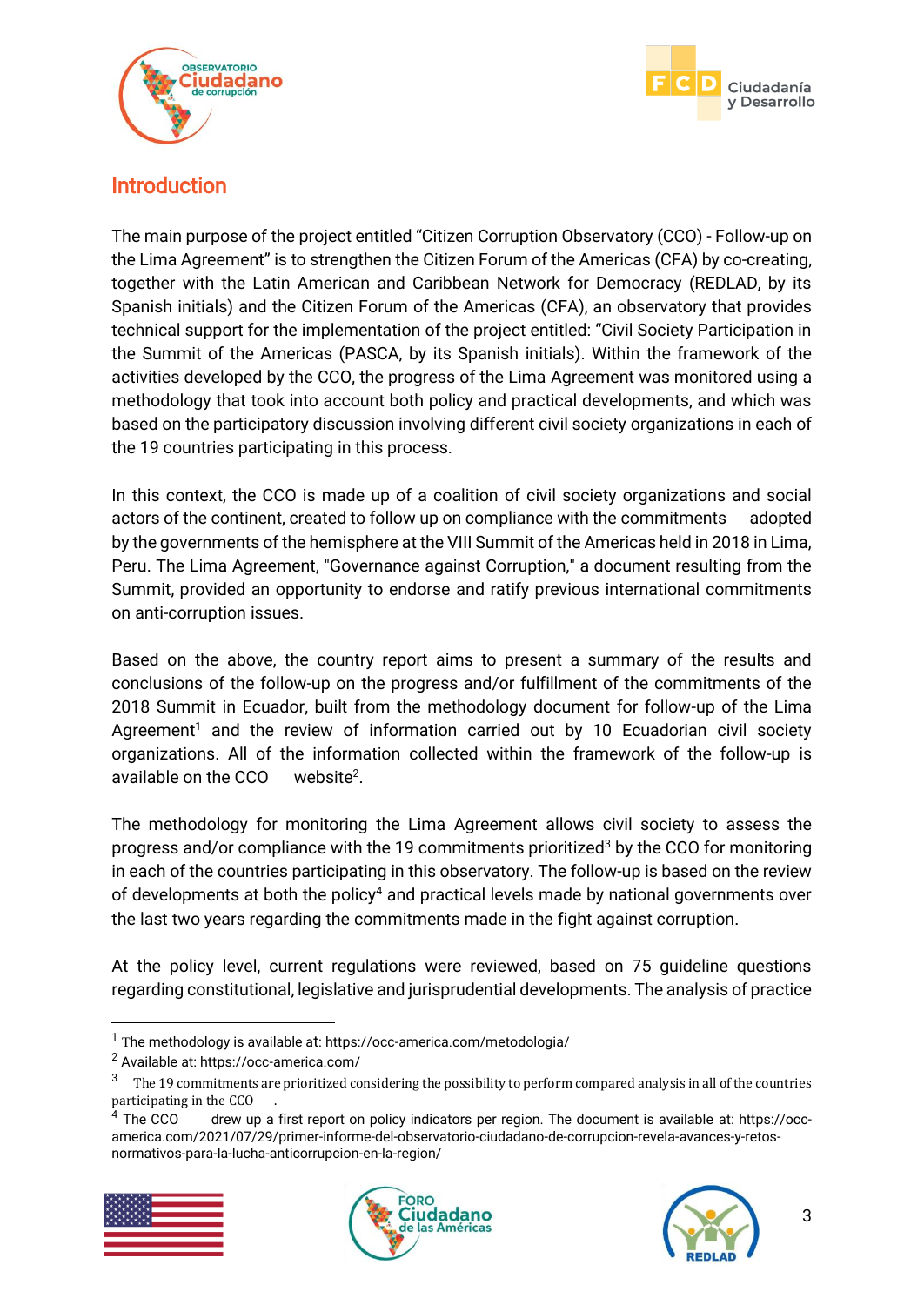## Introduction

The main purpose of the project entitled "Citizen Corruption Observatory (CCO) - Follow-up on the Lima Agreement" is to strengthen the Citizen Forum of the Americas (CFA) by co-creating, together with the Latin American and Caribbean Network for Democracy (REDLAD, by its Spanish initials) and the Citizen Forum of the Americas (CFA), an observatory that provides technical support for the implementation of the project entitled: "Civil Society Participation in the Summit of the Americas (PASCA, by its Spanish initials). Within the framework of the activities developed by the CCO, the progress of the Lima Agreement was monitored using a methodology that took into account both policy and practical developments, and which was based on the participatory discussion involving different civil society organizations in each of the 19 countries participating in this process.

In this context, the CCO is made up of a coalition of civil society organizations and social actors of the continent, created to follow up on compliance with the commitments adopted by the governments of the hemisphere at the VIII Summit of the Americas held in 2018 in Lima, Peru. The Lima Agreement, "Governance against Corruption," a document resulting from the Summit, provided an opportunity to endorse and ratify previous international commitments on anti-corruption issues.

Based on the above, the country report aims to present a summary of the results and conclusions of the follow-up on the progress and/or fulfillment of the commitments of the 2018 Summit in Ecuador, built from the methodology document for follow-up of the Lima Agreement[1] and the review of information carried out by 10 Ecuadorian civil society organizations. All of the information collected within the framework of the follow-up is available on the CCO website[2].

The methodology for monitoring the Lima Agreement allows civil society to assess the progress and/or compliance with the 19 commitments prioritized[3] by the CCO for monitoring in each of the countries participating in this observatory. The follow-up is based on the review of developments at both the policy[4] and practical levels made by national governments over the last two years regarding the commitments made in the fight against corruption.

At the policy level, current regulations were reviewed, based on 75 guideline questions regarding constitutional, legislative and jurisprudential developments. The analysis of practice

---

[1] The methodology is available at: https://occ-america.com/metodologia/

[2] Available at: https://occ-america.com/

[3] The 19 commitments are prioritized considering the possibility to perform compared analysis in all of the countries participating in the CCO .

[4] The CCO drew up a first report on policy indicators per region. The document is available at: https://occ-america.com/2021/07/29/primer-informe-del-observatorio-ciudadano-de-corrupcion-revela-avances-y-retos-normativos-para-la-lucha-anticorrupcion-en-la-region/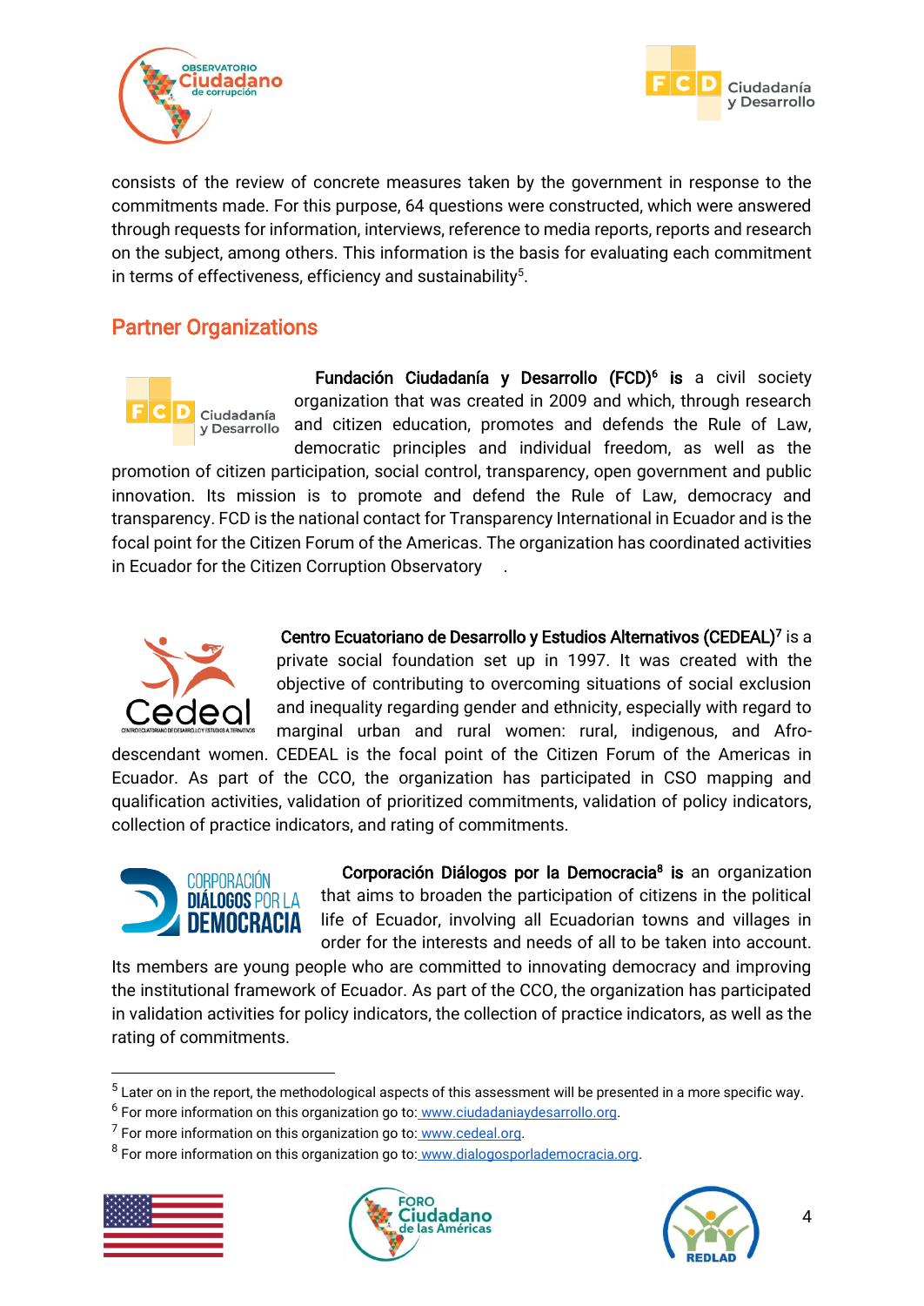consists of the review of concrete measures taken by the government in response to the commitments made. For this purpose, 64 questions were constructed, which were answered through requests for information, interviews, reference to media reports, reports and research on the subject, among others. This information is the basis for evaluating each commitment in terms of effectiveness, efficiency and sustainability[5].

## Partner Organizations

**Fundación Ciudadanía y Desarrollo (FCD)[6] is** a civil society organization that was created in 2009 and which, through research and citizen education, promotes and defends the Rule of Law, democratic principles and individual freedom, as well as the promotion of citizen participation, social control, transparency, open government and public innovation. Its mission is to promote and defend the Rule of Law, democracy and transparency. FCD is the national contact for Transparency International in Ecuador and is the focal point for the Citizen Forum of the Americas. The organization has coordinated activities in Ecuador for the Citizen Corruption Observatory .

**Centro Ecuatoriano de Desarrollo y Estudios Alternativos (CEDEAL)[7]** is a private social foundation set up in 1997. It was created with the objective of contributing to overcoming situations of social exclusion and inequality regarding gender and ethnicity, especially with regard to marginal urban and rural women: rural, indigenous, and Afro-descendant women. CEDEAL is the focal point of the Citizen Forum of the Americas in Ecuador. As part of the CCO, the organization has participated in CSO mapping and qualification activities, validation of prioritized commitments, validation of policy indicators, collection of practice indicators, and rating of commitments.

**Corporación Diálogos por la Democracia[8] is** an organization that aims to broaden the participation of citizens in the political life of Ecuador, involving all Ecuadorian towns and villages in order for the interests and needs of all to be taken into account. Its members are young people who are committed to innovating democracy and improving the institutional framework of Ecuador. As part of the CCO, the organization has participated in validation activities for policy indicators, the collection of practice indicators, as well as the rating of commitments.

---

[5] Later on in the report, the methodological aspects of this assessment will be presented in a more specific way.

[6] For more information on this organization go to: www.ciudadaniaydesarrollo.org.

[7] For more information on this organization go to: www.cedeal.org.

[8] For more information on this organization go to: www.dialogosporlademocracia.org.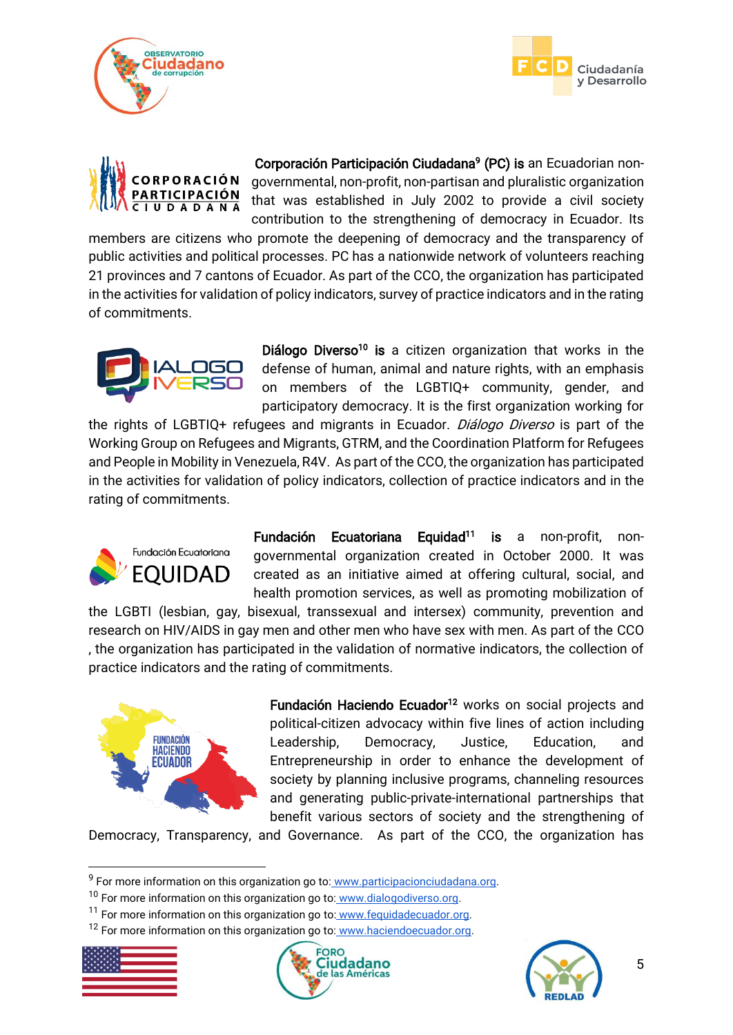**Corporación Participación Ciudadana**[9] **(PC) is** an Ecuadorian non-governmental, non-profit, non-partisan and pluralistic organization that was established in July 2002 to provide a civil society contribution to the strengthening of democracy in Ecuador. Its members are citizens who promote the deepening of democracy and the transparency of public activities and political processes. PC has a nationwide network of volunteers reaching 21 provinces and 7 cantons of Ecuador. As part of the CCO, the organization has participated in the activities for validation of policy indicators, survey of practice indicators and in the rating of commitments.

**Diálogo Diverso**[10] **is** a citizen organization that works in the defense of human, animal and nature rights, with an emphasis on members of the LGBTIQ+ community, gender, and participatory democracy. It is the first organization working for the rights of LGBTIQ+ refugees and migrants in Ecuador. *Diálogo Diverso* is part of the Working Group on Refugees and Migrants, GTRM, and the Coordination Platform for Refugees and People in Mobility in Venezuela, R4V. As part of the CCO, the organization has participated in the activities for validation of policy indicators, collection of practice indicators and in the rating of commitments.

**Fundación Ecuatoriana Equidad**[11] **is** a non-profit, non-governmental organization created in October 2000. It was created as an initiative aimed at offering cultural, social, and health promotion services, as well as promoting mobilization of the LGBTI (lesbian, gay, bisexual, transsexual and intersex) community, prevention and research on HIV/AIDS in gay men and other men who have sex with men. As part of the CCO , the organization has participated in the validation of normative indicators, the collection of practice indicators and the rating of commitments.

**Fundación Haciendo Ecuador**[12] works on social projects and political-citizen advocacy within five lines of action including Leadership, Democracy, Justice, Education, and Entrepreneurship in order to enhance the development of society by planning inclusive programs, channeling resources and generating public-private-international partnerships that benefit various sectors of society and the strengthening of Democracy, Transparency, and Governance. As part of the CCO, the organization has

---

[9] For more information on this organization go to: www.participacionciudadana.org.

[10] For more information on this organization go to: www.dialogodiverso.org.

[11] For more information on this organization go to: www.fequidadecuador.org.

[12] For more information on this organization go to: www.haciendoecuador.org.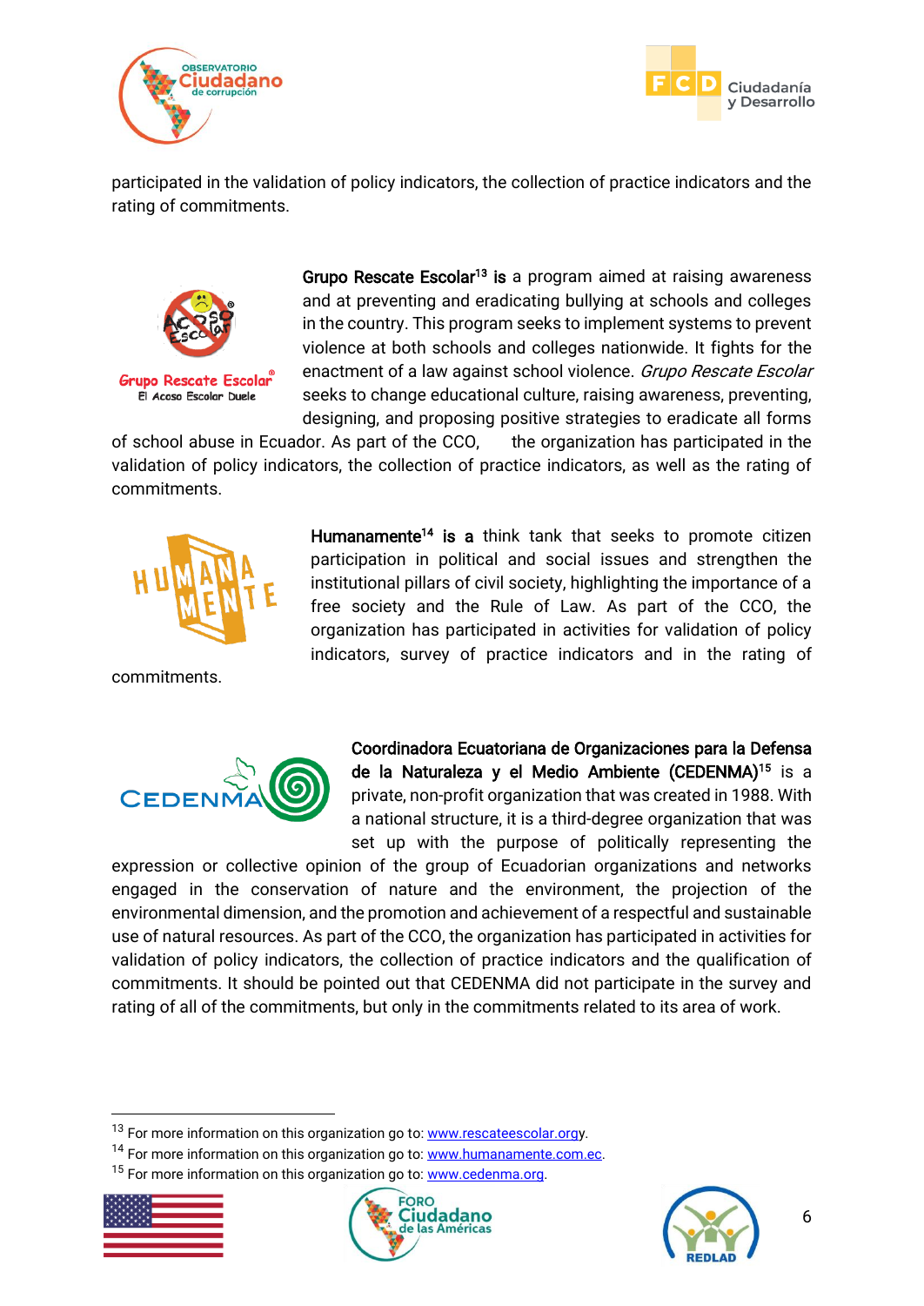participated in the validation of policy indicators, the collection of practice indicators and the rating of commitments.

**Grupo Rescate Escolar**[13] **is** a program aimed at raising awareness and at preventing and eradicating bullying at schools and colleges in the country. This program seeks to implement systems to prevent violence at both schools and colleges nationwide. It fights for the enactment of a law against school violence. *Grupo Rescate Escolar* seeks to change educational culture, raising awareness, preventing, designing, and proposing positive strategies to eradicate all forms of school abuse in Ecuador. As part of the CCO, the organization has participated in the validation of policy indicators, the collection of practice indicators, as well as the rating of commitments.

**Humanamente**[14] **is a** think tank that seeks to promote citizen participation in political and social issues and strengthen the institutional pillars of civil society, highlighting the importance of a free society and the Rule of Law. As part of the CCO, the organization has participated in activities for validation of policy indicators, survey of practice indicators and in the rating of commitments.

**Coordinadora Ecuatoriana de Organizaciones para la Defensa de la Naturaleza y el Medio Ambiente (CEDENMA)**[15] is a private, non-profit organization that was created in 1988. With a national structure, it is a third-degree organization that was set up with the purpose of politically representing the expression or collective opinion of the group of Ecuadorian organizations and networks engaged in the conservation of nature and the environment, the projection of the environmental dimension, and the promotion and achievement of a respectful and sustainable use of natural resources. As part of the CCO, the organization has participated in activities for validation of policy indicators, the collection of practice indicators and the qualification of commitments. It should be pointed out that CEDENMA did not participate in the survey and rating of all of the commitments, but only in the commitments related to its area of work.

---

[13] For more information on this organization go to: www.rescateescolar.orgy.

[14] For more information on this organization go to: www.humanamente.com.ec.

[15] For more information on this organization go to: www.cedenma.org.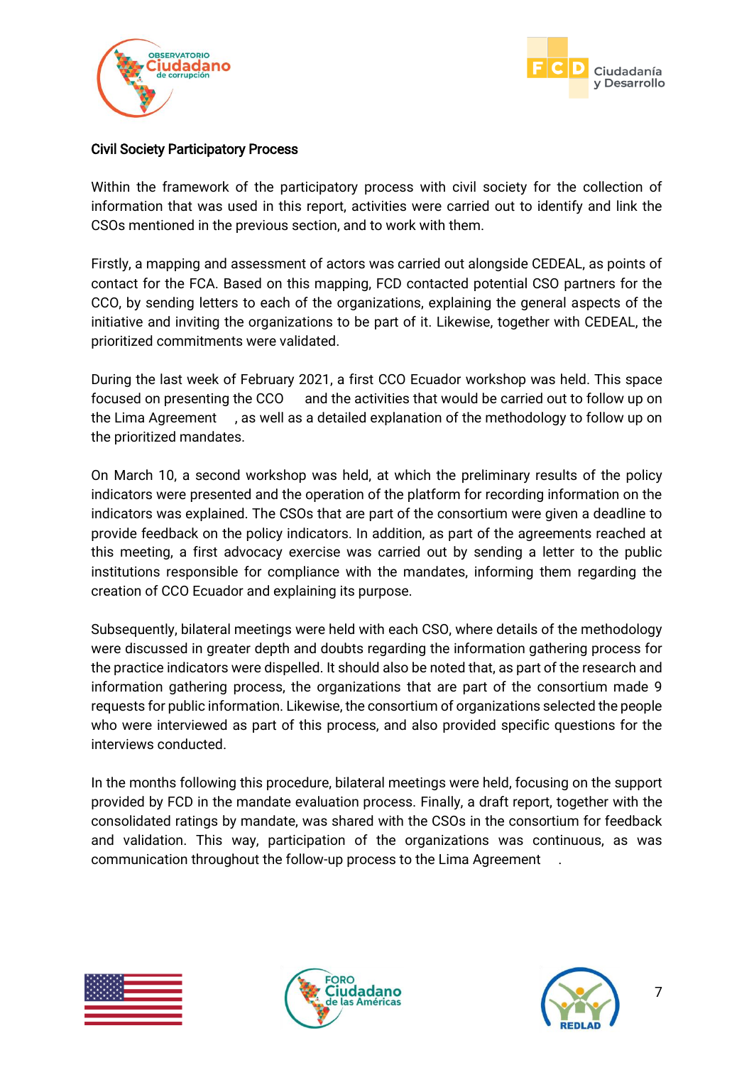## Civil Society Participatory Process

Within the framework of the participatory process with civil society for the collection of information that was used in this report, activities were carried out to identify and link the CSOs mentioned in the previous section, and to work with them.

Firstly, a mapping and assessment of actors was carried out alongside CEDEAL, as points of contact for the FCA. Based on this mapping, FCD contacted potential CSO partners for the CCO, by sending letters to each of the organizations, explaining the general aspects of the initiative and inviting the organizations to be part of it. Likewise, together with CEDEAL, the prioritized commitments were validated.

During the last week of February 2021, a first CCO Ecuador workshop was held. This space focused on presenting the CCO and the activities that would be carried out to follow up on the Lima Agreement, as well as a detailed explanation of the methodology to follow up on the prioritized mandates.

On March 10, a second workshop was held, at which the preliminary results of the policy indicators were presented and the operation of the platform for recording information on the indicators was explained. The CSOs that are part of the consortium were given a deadline to provide feedback on the policy indicators. In addition, as part of the agreements reached at this meeting, a first advocacy exercise was carried out by sending a letter to the public institutions responsible for compliance with the mandates, informing them regarding the creation of CCO Ecuador and explaining its purpose.

Subsequently, bilateral meetings were held with each CSO, where details of the methodology were discussed in greater depth and doubts regarding the information gathering process for the practice indicators were dispelled. It should also be noted that, as part of the research and information gathering process, the organizations that are part of the consortium made 9 requests for public information. Likewise, the consortium of organizations selected the people who were interviewed as part of this process, and also provided specific questions for the interviews conducted.

In the months following this procedure, bilateral meetings were held, focusing on the support provided by FCD in the mandate evaluation process. Finally, a draft report, together with the consolidated ratings by mandate, was shared with the CSOs in the consortium for feedback and validation. This way, participation of the organizations was continuous, as was communication throughout the follow-up process to the Lima Agreement.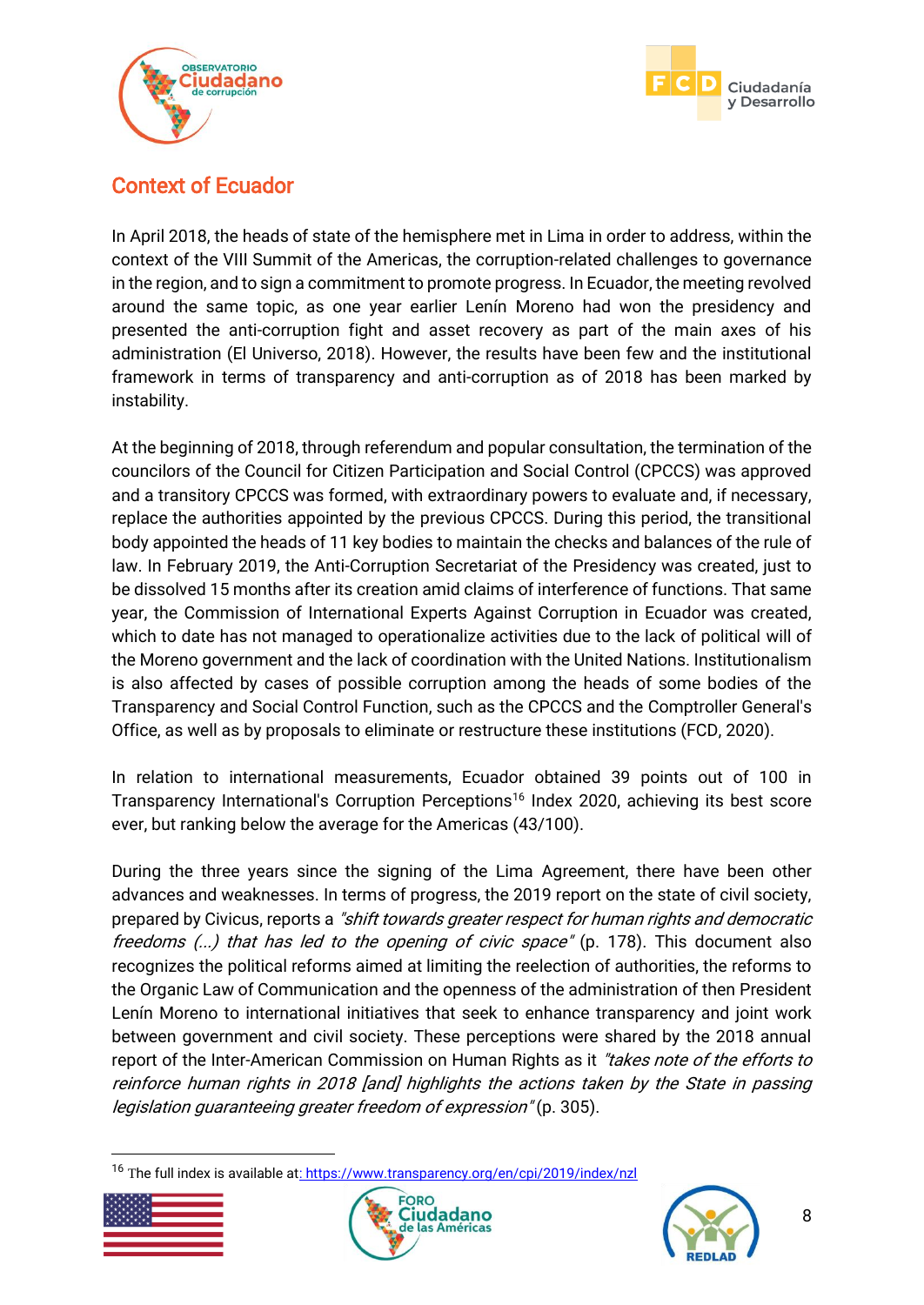## Context of Ecuador

In April 2018, the heads of state of the hemisphere met in Lima in order to address, within the context of the VIII Summit of the Americas, the corruption-related challenges to governance in the region, and to sign a commitment to promote progress. In Ecuador, the meeting revolved around the same topic, as one year earlier Lenín Moreno had won the presidency and presented the anti-corruption fight and asset recovery as part of the main axes of his administration (El Universo, 2018). However, the results have been few and the institutional framework in terms of transparency and anti-corruption as of 2018 has been marked by instability.

At the beginning of 2018, through referendum and popular consultation, the termination of the councilors of the Council for Citizen Participation and Social Control (CPCCS) was approved and a transitory CPCCS was formed, with extraordinary powers to evaluate and, if necessary, replace the authorities appointed by the previous CPCCS. During this period, the transitional body appointed the heads of 11 key bodies to maintain the checks and balances of the rule of law. In February 2019, the Anti-Corruption Secretariat of the Presidency was created, just to be dissolved 15 months after its creation amid claims of interference of functions. That same year, the Commission of International Experts Against Corruption in Ecuador was created, which to date has not managed to operationalize activities due to the lack of political will of the Moreno government and the lack of coordination with the United Nations. Institutionalism is also affected by cases of possible corruption among the heads of some bodies of the Transparency and Social Control Function, such as the CPCCS and the Comptroller General's Office, as well as by proposals to eliminate or restructure these institutions (FCD, 2020).

In relation to international measurements, Ecuador obtained 39 points out of 100 in Transparency International's Corruption Perceptions[16] Index 2020, achieving its best score ever, but ranking below the average for the Americas (43/100).

During the three years since the signing of the Lima Agreement, there have been other advances and weaknesses. In terms of progress, the 2019 report on the state of civil society, prepared by Civicus, reports a *"shift towards greater respect for human rights and democratic freedoms (...) that has led to the opening of civic space"* (p. 178). This document also recognizes the political reforms aimed at limiting the reelection of authorities, the reforms to the Organic Law of Communication and the openness of the administration of then President Lenín Moreno to international initiatives that seek to enhance transparency and joint work between government and civil society. These perceptions were shared by the 2018 annual report of the Inter-American Commission on Human Rights as it *"takes note of the efforts to reinforce human rights in 2018 [and] highlights the actions taken by the State in passing legislation guaranteeing greater freedom of expression"* (p. 305).

---

[16] The full index is available at: https://www.transparency.org/en/cpi/2019/index/nzl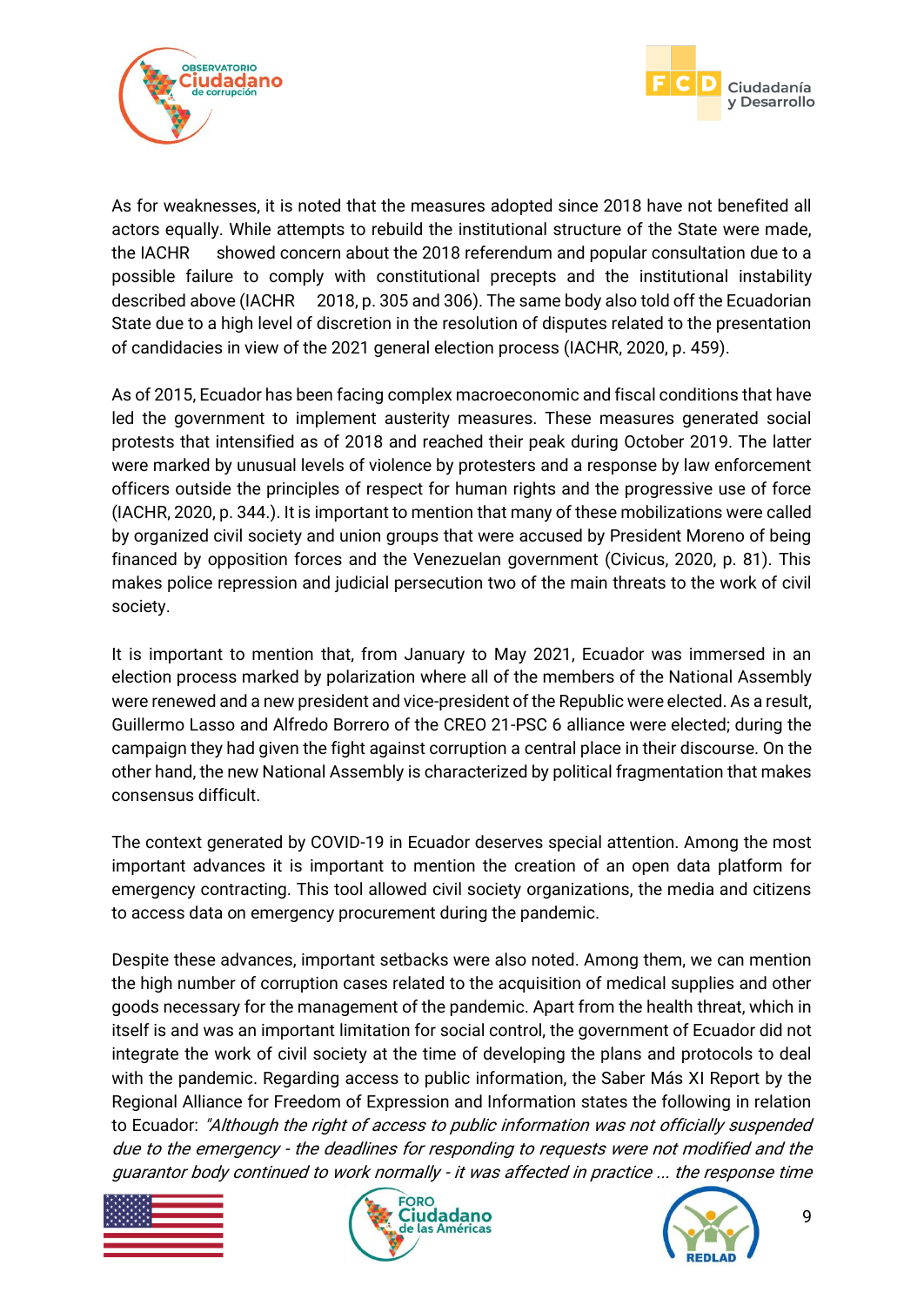As for weaknesses, it is noted that the measures adopted since 2018 have not benefited all actors equally. While attempts to rebuild the institutional structure of the State were made, the IACHR showed concern about the 2018 referendum and popular consultation due to a possible failure to comply with constitutional precepts and the institutional instability described above (IACHR 2018, p. 305 and 306). The same body also told off the Ecuadorian State due to a high level of discretion in the resolution of disputes related to the presentation of candidacies in view of the 2021 general election process (IACHR, 2020, p. 459).

As of 2015, Ecuador has been facing complex macroeconomic and fiscal conditions that have led the government to implement austerity measures. These measures generated social protests that intensified as of 2018 and reached their peak during October 2019. The latter were marked by unusual levels of violence by protesters and a response by law enforcement officers outside the principles of respect for human rights and the progressive use of force (IACHR, 2020, p. 344.). It is important to mention that many of these mobilizations were called by organized civil society and union groups that were accused by President Moreno of being financed by opposition forces and the Venezuelan government (Civicus, 2020, p. 81). This makes police repression and judicial persecution two of the main threats to the work of civil society.

It is important to mention that, from January to May 2021, Ecuador was immersed in an election process marked by polarization where all of the members of the National Assembly were renewed and a new president and vice-president of the Republic were elected. As a result, Guillermo Lasso and Alfredo Borrero of the CREO 21-PSC 6 alliance were elected; during the campaign they had given the fight against corruption a central place in their discourse. On the other hand, the new National Assembly is characterized by political fragmentation that makes consensus difficult.

The context generated by COVID-19 in Ecuador deserves special attention. Among the most important advances it is important to mention the creation of an open data platform for emergency contracting. This tool allowed civil society organizations, the media and citizens to access data on emergency procurement during the pandemic.

Despite these advances, important setbacks were also noted. Among them, we can mention the high number of corruption cases related to the acquisition of medical supplies and other goods necessary for the management of the pandemic. Apart from the health threat, which in itself is and was an important limitation for social control, the government of Ecuador did not integrate the work of civil society at the time of developing the plans and protocols to deal with the pandemic. Regarding access to public information, the Saber Más XI Report by the Regional Alliance for Freedom of Expression and Information states the following in relation to Ecuador: *"Although the right of access to public information was not officially suspended due to the emergency - the deadlines for responding to requests were not modified and the guarantor body continued to work normally - it was affected in practice ... the response time*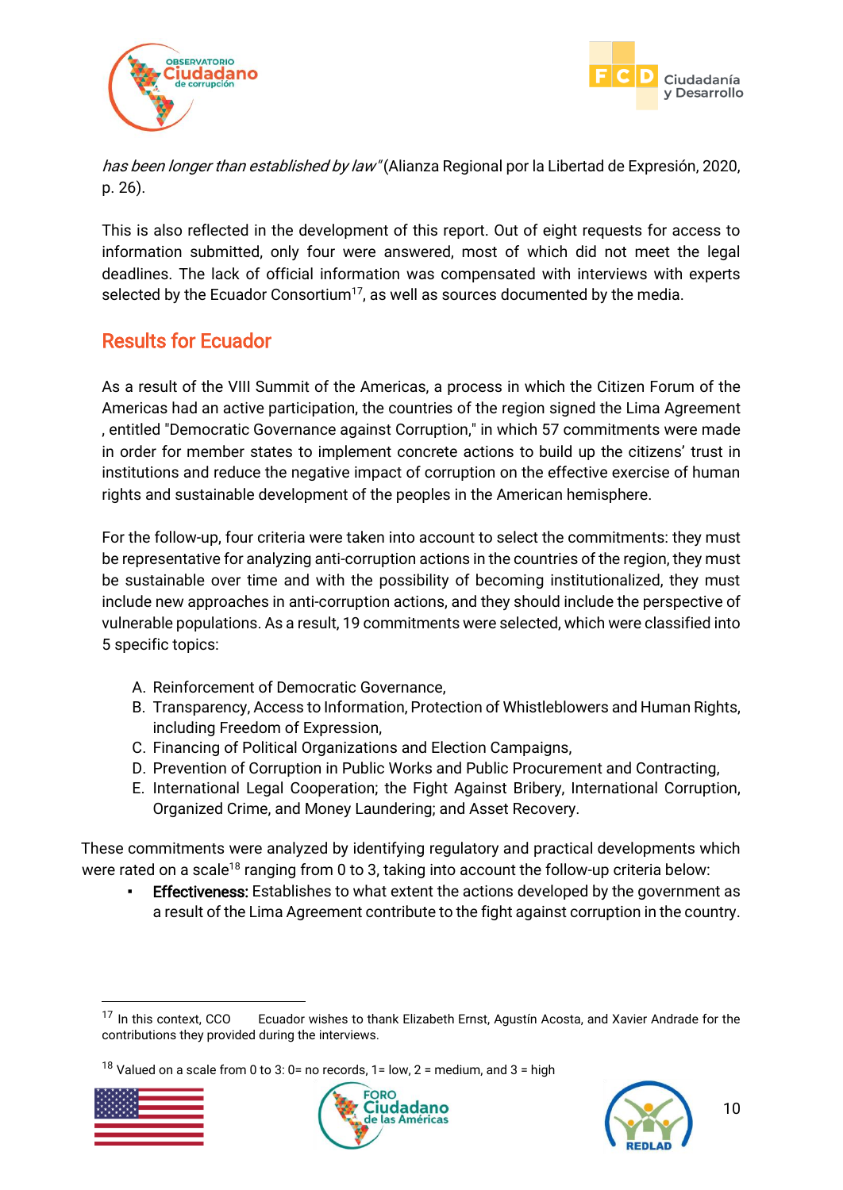*has been longer than established by law"* (Alianza Regional por la Libertad de Expresión, 2020, p. 26).

This is also reflected in the development of this report. Out of eight requests for access to information submitted, only four were answered, most of which did not meet the legal deadlines. The lack of official information was compensated with interviews with experts selected by the Ecuador Consortium[17], as well as sources documented by the media.

## Results for Ecuador

As a result of the VIII Summit of the Americas, a process in which the Citizen Forum of the Americas had an active participation, the countries of the region signed the Lima Agreement , entitled "Democratic Governance against Corruption," in which 57 commitments were made in order for member states to implement concrete actions to build up the citizens' trust in institutions and reduce the negative impact of corruption on the effective exercise of human rights and sustainable development of the peoples in the American hemisphere.

For the follow-up, four criteria were taken into account to select the commitments: they must be representative for analyzing anti-corruption actions in the countries of the region, they must be sustainable over time and with the possibility of becoming institutionalized, they must include new approaches in anti-corruption actions, and they should include the perspective of vulnerable populations. As a result, 19 commitments were selected, which were classified into 5 specific topics:

A. Reinforcement of Democratic Governance,
B. Transparency, Access to Information, Protection of Whistleblowers and Human Rights, including Freedom of Expression,
C. Financing of Political Organizations and Election Campaigns,
D. Prevention of Corruption in Public Works and Public Procurement and Contracting,
E. International Legal Cooperation; the Fight Against Bribery, International Corruption, Organized Crime, and Money Laundering; and Asset Recovery.

These commitments were analyzed by identifying regulatory and practical developments which were rated on a scale[18] ranging from 0 to 3, taking into account the follow-up criteria below:

- **Effectiveness:** Establishes to what extent the actions developed by the government as a result of the Lima Agreement contribute to the fight against corruption in the country.

---

[17] In this context, CCO Ecuador wishes to thank Elizabeth Ernst, Agustín Acosta, and Xavier Andrade for the contributions they provided during the interviews.

[18] Valued on a scale from 0 to 3: 0= no records, 1= low, 2 = medium, and 3 = high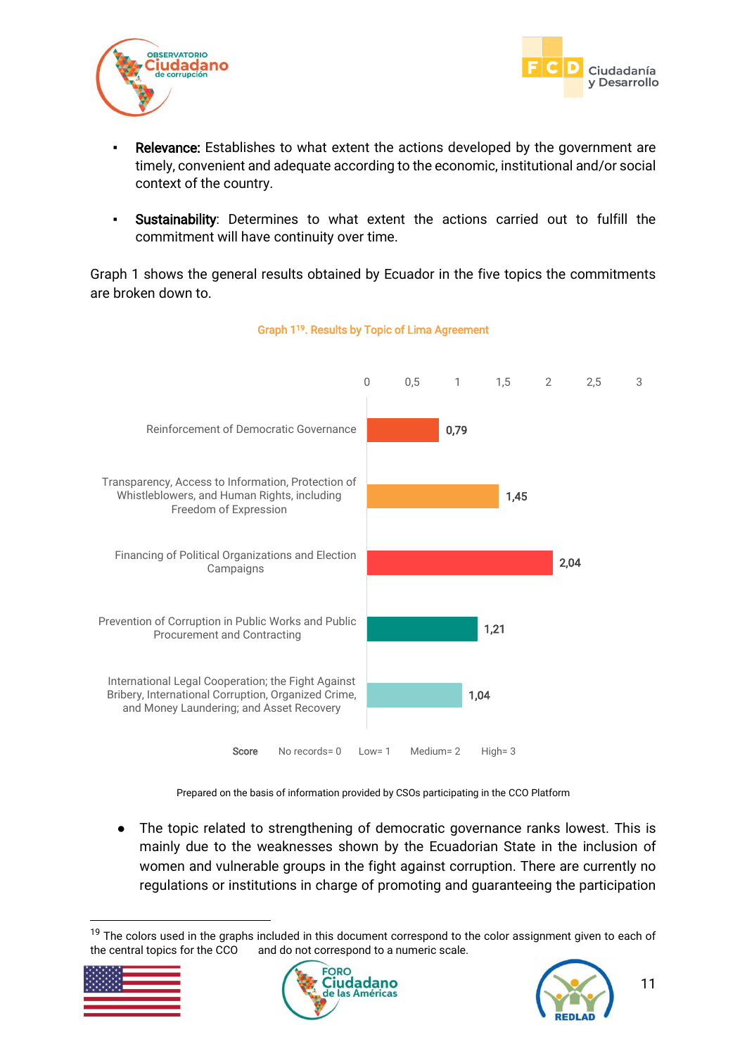- **Relevance:** Establishes to what extent the actions developed by the government are timely, convenient and adequate according to the economic, institutional and/or social context of the country.
- **Sustainability**: Determines to what extent the actions carried out to fulfill the commitment will have continuity over time.

Graph 1 shows the general results obtained by Ecuador in the five topics the commitments are broken down to.

**Graph 1[19]. Results by Topic of Lima Agreement**

| Topic | Score |
|---|---|
| Reinforcement of Democratic Governance | 0,79 |
| Transparency, Access to Information, Protection of Whistleblowers, and Human Rights, including Freedom of Expression | 1,45 |
| Financing of Political Organizations and Election Campaigns | 2,04 |
| Prevention of Corruption in Public Works and Public Procurement and Contracting | 1,21 |
| International Legal Cooperation; the Fight Against Bribery, International Corruption, Organized Crime, and Money Laundering; and Asset Recovery | 1,04 |

**Score** No records= 0 Low= 1 Medium= 2 High= 3

Prepared on the basis of information provided by CSOs participating in the CCO Platform

- The topic related to strengthening of democratic governance ranks lowest. This is mainly due to the weaknesses shown by the Ecuadorian State in the inclusion of women and vulnerable groups in the fight against corruption. There are currently no regulations or institutions in charge of promoting and guaranteeing the participation

[19] The colors used in the graphs included in this document correspond to the color assignment given to each of the central topics for the CCO and do not correspond to a numeric scale.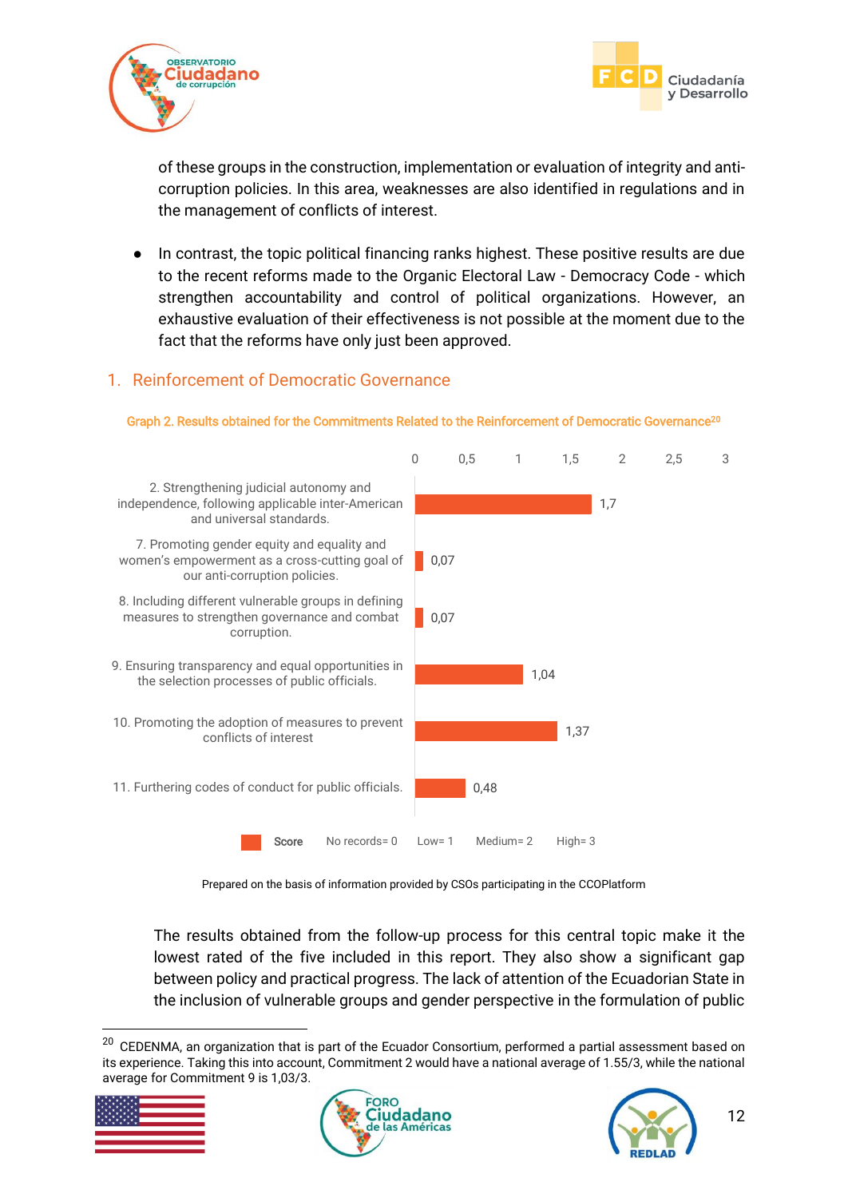of these groups in the construction, implementation or evaluation of integrity and anti-corruption policies. In this area, weaknesses are also identified in regulations and in the management of conflicts of interest.

- In contrast, the topic political financing ranks highest. These positive results are due to the recent reforms made to the Organic Electoral Law - Democracy Code - which strengthen accountability and control of political organizations. However, an exhaustive evaluation of their effectiveness is not possible at the moment due to the fact that the reforms have only just been approved.

## 1. Reinforcement of Democratic Governance

**Graph 2. Results obtained for the Commitments Related to the Reinforcement of Democratic Governance[20]**

| Commitment | Score |
|---|---|
| 2. Strengthening judicial autonomy and independence, following applicable inter-American and universal standards. | 1,7 |
| 7. Promoting gender equity and equality and women's empowerment as a cross-cutting goal of our anti-corruption policies. | 0,07 |
| 8. Including different vulnerable groups in defining measures to strengthen governance and combat corruption. | 0,07 |
| 9. Ensuring transparency and equal opportunities in the selection processes of public officials. | 1,04 |
| 10. Promoting the adoption of measures to prevent conflicts of interest | 1,37 |
| 11. Furthering codes of conduct for public officials. | 0,48 |

Score — No records= 0 Low= 1 Medium= 2 High= 3

Prepared on the basis of information provided by CSOs participating in the CCOPlatform

The results obtained from the follow-up process for this central topic make it the lowest rated of the five included in this report. They also show a significant gap between policy and practical progress. The lack of attention of the Ecuadorian State in the inclusion of vulnerable groups and gender perspective in the formulation of public

[20] CEDENMA, an organization that is part of the Ecuador Consortium, performed a partial assessment based on its experience. Taking this into account, Commitment 2 would have a national average of 1.55/3, while the national average for Commitment 9 is 1,03/3.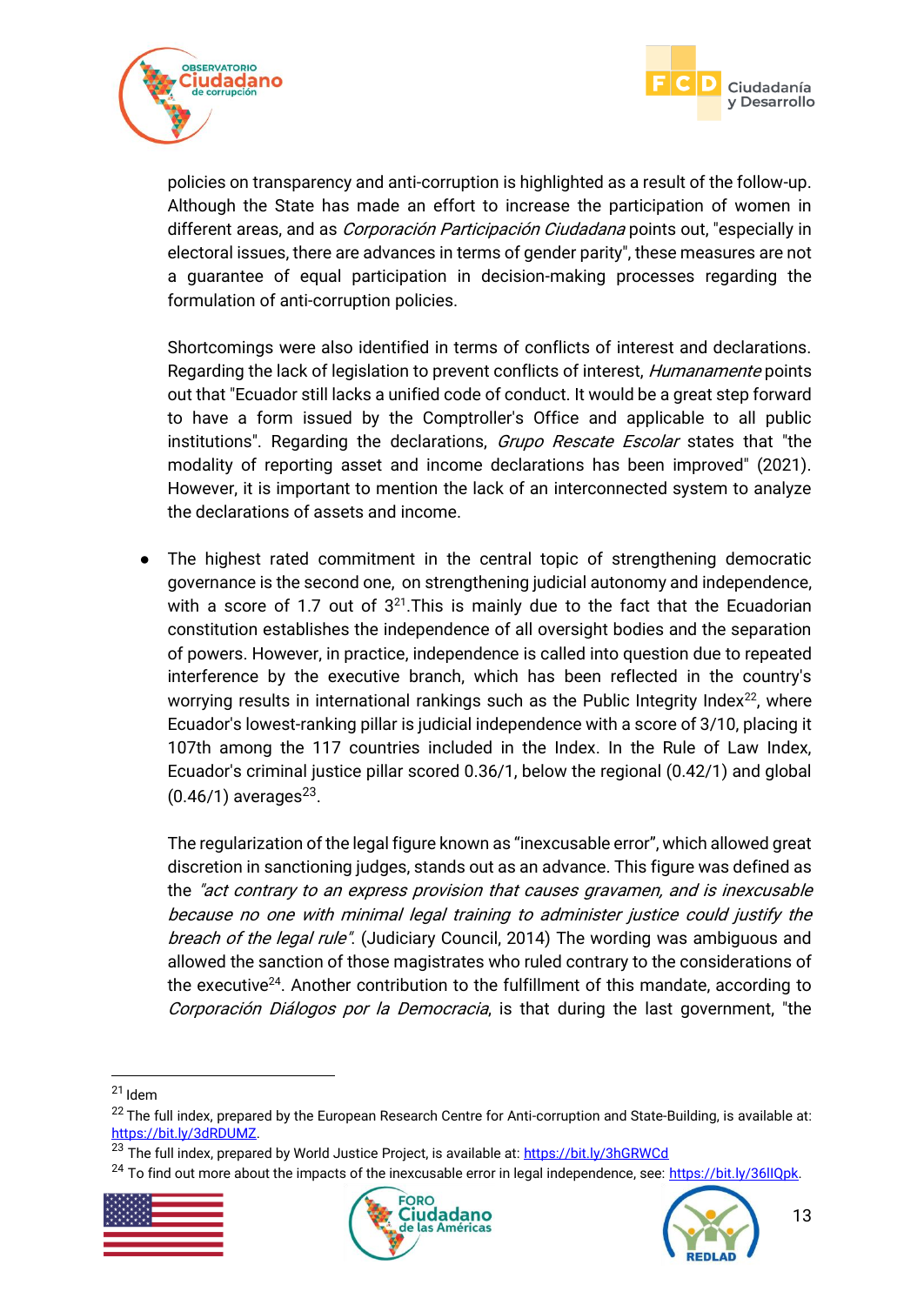policies on transparency and anti-corruption is highlighted as a result of the follow-up. Although the State has made an effort to increase the participation of women in different areas, and as *Corporación Participación Ciudadana* points out, "especially in electoral issues, there are advances in terms of gender parity", these measures are not a guarantee of equal participation in decision-making processes regarding the formulation of anti-corruption policies.

Shortcomings were also identified in terms of conflicts of interest and declarations. Regarding the lack of legislation to prevent conflicts of interest, *Humanamente* points out that "Ecuador still lacks a unified code of conduct. It would be a great step forward to have a form issued by the Comptroller's Office and applicable to all public institutions". Regarding the declarations, *Grupo Rescate Escolar* states that "the modality of reporting asset and income declarations has been improved" (2021). However, it is important to mention the lack of an interconnected system to analyze the declarations of assets and income.

- The highest rated commitment in the central topic of strengthening democratic governance is the second one, on strengthening judicial autonomy and independence, with a score of 1.7 out of 3[21].This is mainly due to the fact that the Ecuadorian constitution establishes the independence of all oversight bodies and the separation of powers. However, in practice, independence is called into question due to repeated interference by the executive branch, which has been reflected in the country's worrying results in international rankings such as the Public Integrity Index[22], where Ecuador's lowest-ranking pillar is judicial independence with a score of 3/10, placing it 107th among the 117 countries included in the Index. In the Rule of Law Index, Ecuador's criminal justice pillar scored 0.36/1, below the regional (0.42/1) and global (0.46/1) averages[23].

  The regularization of the legal figure known as "inexcusable error", which allowed great discretion in sanctioning judges, stands out as an advance. This figure was defined as the *"act contrary to an express provision that causes gravamen, and is inexcusable because no one with minimal legal training to administer justice could justify the breach of the legal rule".* (Judiciary Council, 2014) The wording was ambiguous and allowed the sanction of those magistrates who ruled contrary to the considerations of the executive[24]. Another contribution to the fulfillment of this mandate, according to *Corporación Diálogos por la Democracia*, is that during the last government, "the

---

[21] Idem

[22] The full index, prepared by the European Research Centre for Anti-corruption and State-Building, is available at: https://bit.ly/3dRDUMZ.

[23] The full index, prepared by World Justice Project, is available at: https://bit.ly/3hGRWCd

[24] To find out more about the impacts of the inexcusable error in legal independence, see: https://bit.ly/36IlQpk.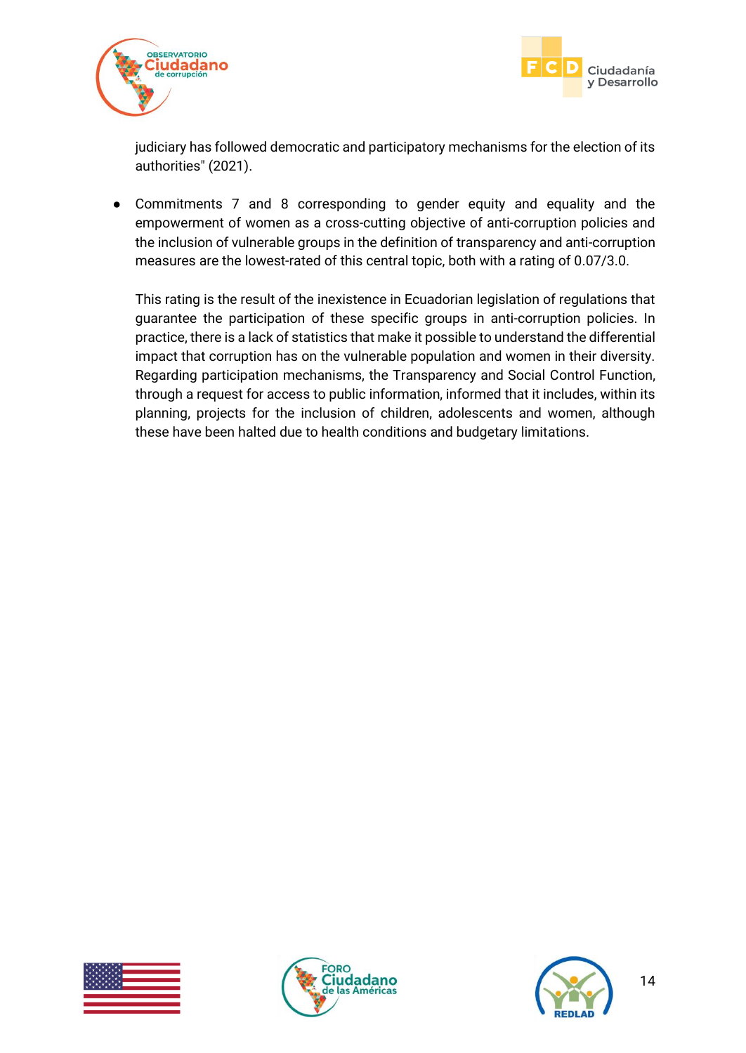judiciary has followed democratic and participatory mechanisms for the election of its authorities" (2021).

- Commitments 7 and 8 corresponding to gender equity and equality and the empowerment of women as a cross-cutting objective of anti-corruption policies and the inclusion of vulnerable groups in the definition of transparency and anti-corruption measures are the lowest-rated of this central topic, both with a rating of 0.07/3.0.

  This rating is the result of the inexistence in Ecuadorian legislation of regulations that guarantee the participation of these specific groups in anti-corruption policies. In practice, there is a lack of statistics that make it possible to understand the differential impact that corruption has on the vulnerable population and women in their diversity. Regarding participation mechanisms, the Transparency and Social Control Function, through a request for access to public information, informed that it includes, within its planning, projects for the inclusion of children, adolescents and women, although these have been halted due to health conditions and budgetary limitations.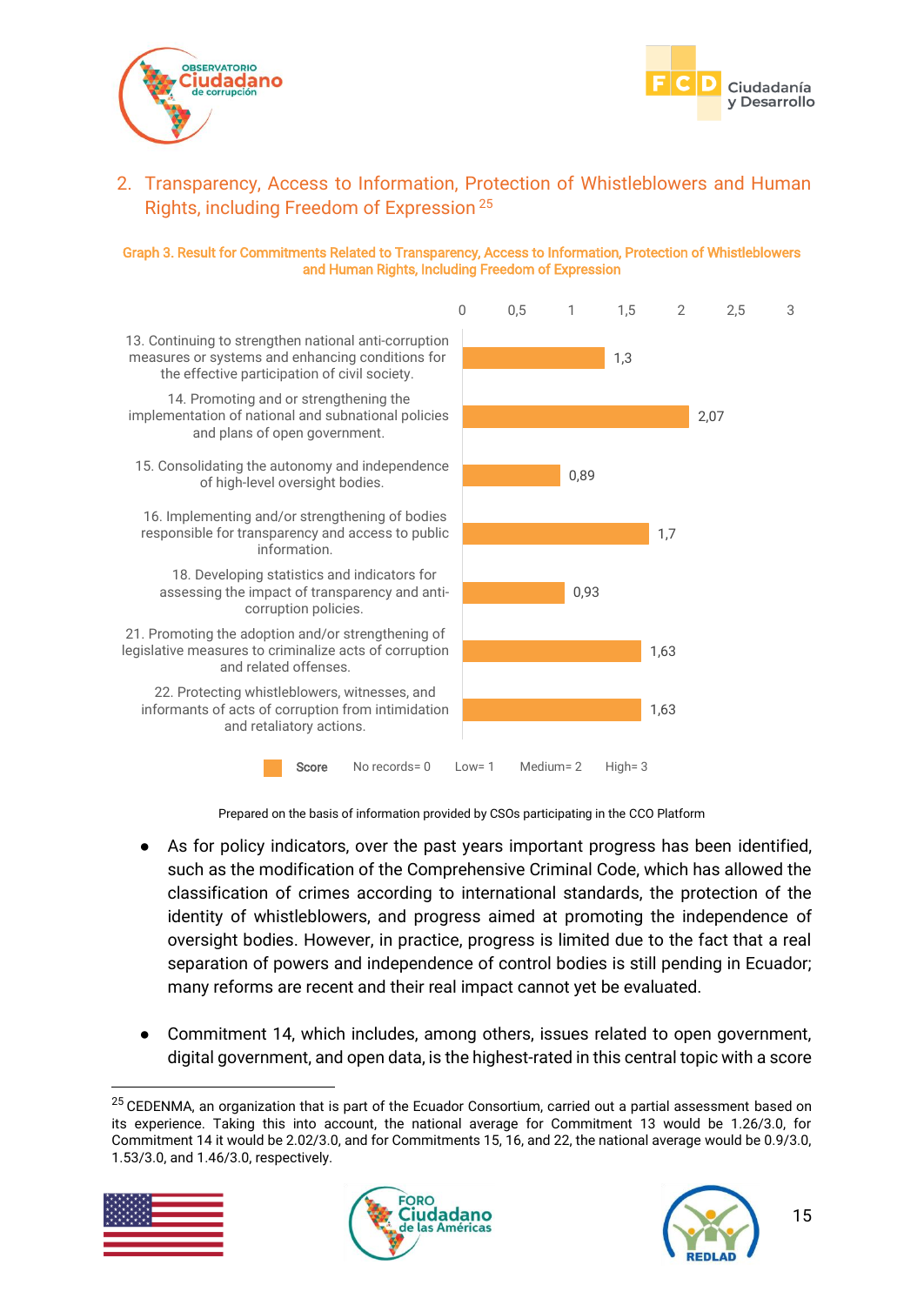## 2. Transparency, Access to Information, Protection of Whistleblowers and Human Rights, including Freedom of Expression [25]

**Graph 3. Result for Commitments Related to Transparency, Access to Information, Protection of Whistleblowers and Human Rights, Including Freedom of Expression**

| Commitment | Score |
|---|---|
| 13. Continuing to strengthen national anti-corruption measures or systems and enhancing conditions for the effective participation of civil society. | 1,3 |
| 14. Promoting and or strengthening the implementation of national and subnational policies and plans of open government. | 2,07 |
| 15. Consolidating the autonomy and independence of high-level oversight bodies. | 0,89 |
| 16. Implementing and/or strengthening of bodies responsible for transparency and access to public information. | 1,7 |
| 18. Developing statistics and indicators for assessing the impact of transparency and anti-corruption policies. | 0,93 |
| 21. Promoting the adoption and/or strengthening of legislative measures to criminalize acts of corruption and related offenses. | 1,63 |
| 22. Protecting whistleblowers, witnesses, and informants of acts of corruption from intimidation and retaliatory actions. | 1,63 |

Score: No records= 0, Low= 1, Medium= 2, High= 3

Prepared on the basis of information provided by CSOs participating in the CCO Platform

- As for policy indicators, over the past years important progress has been identified, such as the modification of the Comprehensive Criminal Code, which has allowed the classification of crimes according to international standards, the protection of the identity of whistleblowers, and progress aimed at promoting the independence of oversight bodies. However, in practice, progress is limited due to the fact that a real separation of powers and independence of control bodies is still pending in Ecuador; many reforms are recent and their real impact cannot yet be evaluated.

- Commitment 14, which includes, among others, issues related to open government, digital government, and open data, is the highest-rated in this central topic with a score

[25] CEDENMA, an organization that is part of the Ecuador Consortium, carried out a partial assessment based on its experience. Taking this into account, the national average for Commitment 13 would be 1.26/3.0, for Commitment 14 it would be 2.02/3.0, and for Commitments 15, 16, and 22, the national average would be 0.9/3.0, 1.53/3.0, and 1.46/3.0, respectively.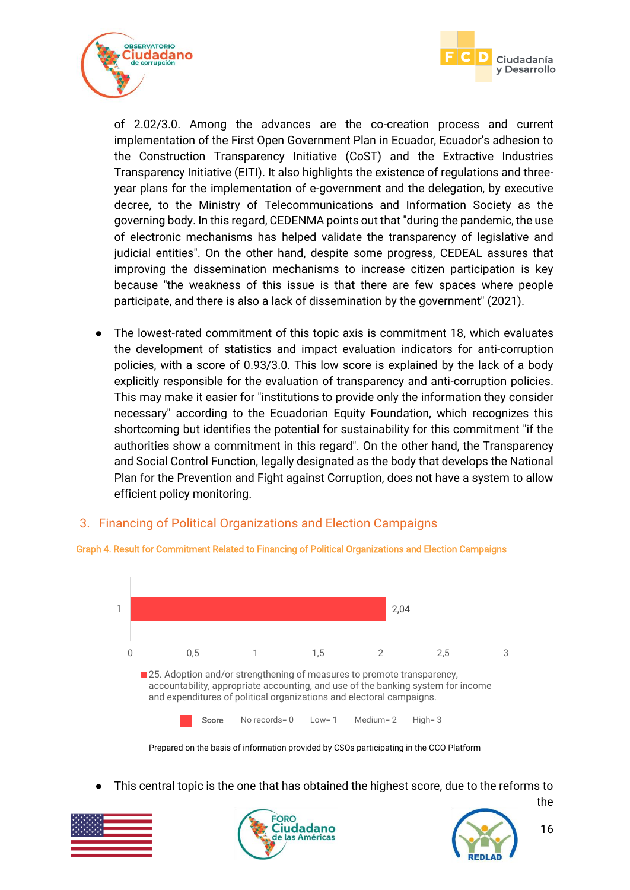of 2.02/3.0. Among the advances are the co-creation process and current implementation of the First Open Government Plan in Ecuador, Ecuador's adhesion to the Construction Transparency Initiative (CoST) and the Extractive Industries Transparency Initiative (EITI). It also highlights the existence of regulations and three-year plans for the implementation of e-government and the delegation, by executive decree, to the Ministry of Telecommunications and Information Society as the governing body. In this regard, CEDENMA points out that "during the pandemic, the use of electronic mechanisms has helped validate the transparency of legislative and judicial entities". On the other hand, despite some progress, CEDEAL assures that improving the dissemination mechanisms to increase citizen participation is key because "the weakness of this issue is that there are few spaces where people participate, and there is also a lack of dissemination by the government" (2021).

- The lowest-rated commitment of this topic axis is commitment 18, which evaluates the development of statistics and impact evaluation indicators for anti-corruption policies, with a score of 0.93/3.0. This low score is explained by the lack of a body explicitly responsible for the evaluation of transparency and anti-corruption policies. This may make it easier for "institutions to provide only the information they consider necessary" according to the Ecuadorian Equity Foundation, which recognizes this shortcoming but identifies the potential for sustainability for this commitment "if the authorities show a commitment in this regard". On the other hand, the Transparency and Social Control Function, legally designated as the body that develops the National Plan for the Prevention and Fight against Corruption, does not have a system to allow efficient policy monitoring.

## 3. Financing of Political Organizations and Election Campaigns

**Graph 4. Result for Commitment Related to Financing of Political Organizations and Election Campaigns**

| Commitment | Score |
|---|---|
| 25. Adoption and/or strengthening of measures to promote transparency, accountability, appropriate accounting, and use of the banking system for income and expenditures of political organizations and electoral campaigns. | 2,04 |

Score: No records= 0, Low= 1, Medium= 2, High= 3

Prepared on the basis of information provided by CSOs participating in the CCO Platform

- This central topic is the one that has obtained the highest score, due to the reforms to the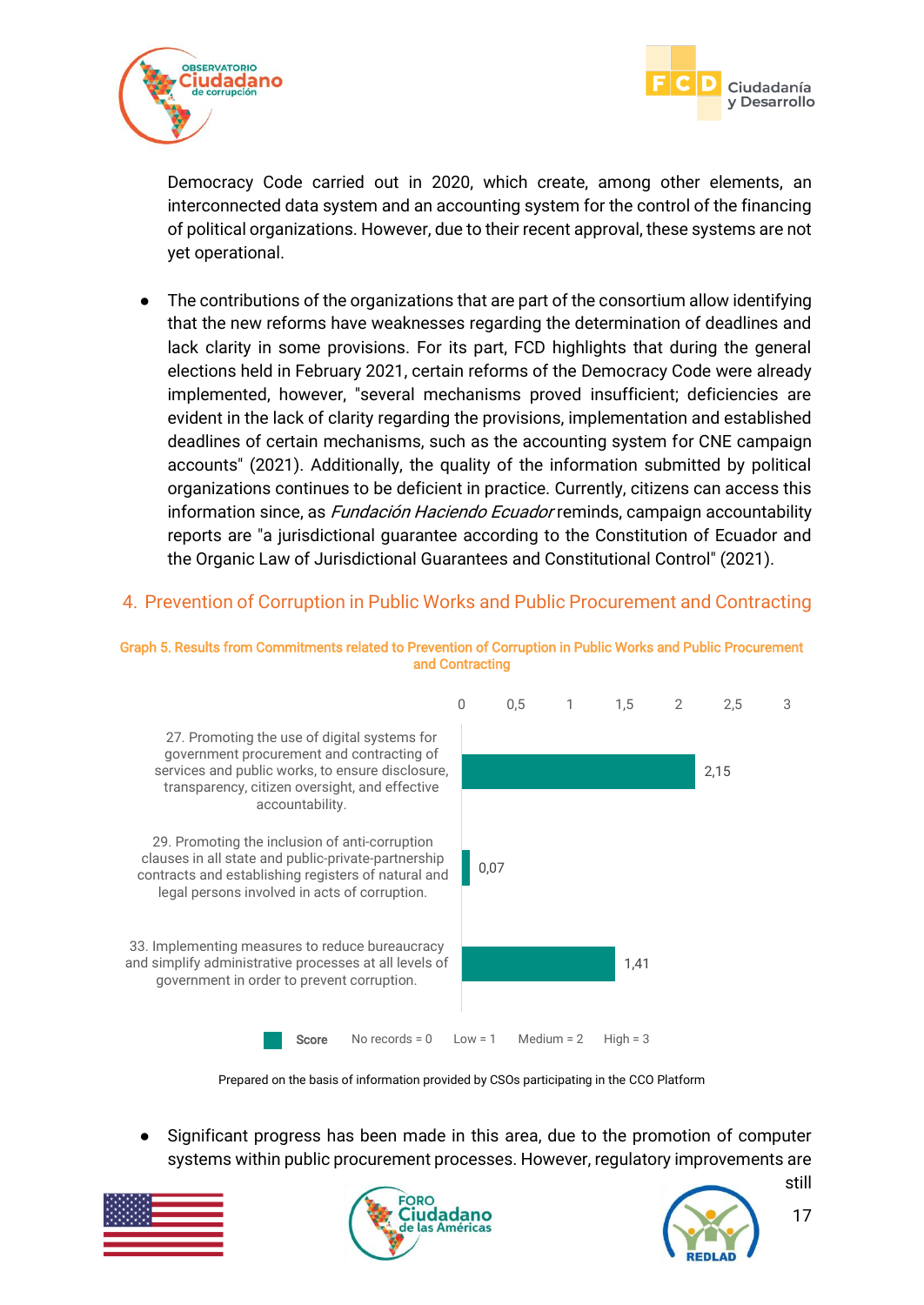Democracy Code carried out in 2020, which create, among other elements, an interconnected data system and an accounting system for the control of the financing of political organizations. However, due to their recent approval, these systems are not yet operational.

- The contributions of the organizations that are part of the consortium allow identifying that the new reforms have weaknesses regarding the determination of deadlines and lack clarity in some provisions. For its part, FCD highlights that during the general elections held in February 2021, certain reforms of the Democracy Code were already implemented, however, "several mechanisms proved insufficient; deficiencies are evident in the lack of clarity regarding the provisions, implementation and established deadlines of certain mechanisms, such as the accounting system for CNE campaign accounts" (2021). Additionally, the quality of the information submitted by political organizations continues to be deficient in practice. Currently, citizens can access this information since, as *Fundación Haciendo Ecuador* reminds, campaign accountability reports are "a jurisdictional guarantee according to the Constitution of Ecuador and the Organic Law of Jurisdictional Guarantees and Constitutional Control" (2021).

## 4. Prevention of Corruption in Public Works and Public Procurement and Contracting

**Graph 5. Results from Commitments related to Prevention of Corruption in Public Works and Public Procurement and Contracting**

| Commitment | Score |
|---|---|
| 27. Promoting the use of digital systems for government procurement and contracting of services and public works, to ensure disclosure, transparency, citizen oversight, and effective accountability. | 2,15 |
| 29. Promoting the inclusion of anti-corruption clauses in all state and public-private-partnership contracts and establishing registers of natural and legal persons involved in acts of corruption. | 0,07 |
| 33. Implementing measures to reduce bureaucracy and simplify administrative processes at all levels of government in order to prevent corruption. | 1,41 |

Score: No records = 0, Low = 1, Medium = 2, High = 3

Prepared on the basis of information provided by CSOs participating in the CCO Platform

- Significant progress has been made in this area, due to the promotion of computer systems within public procurement processes. However, regulatory improvements are still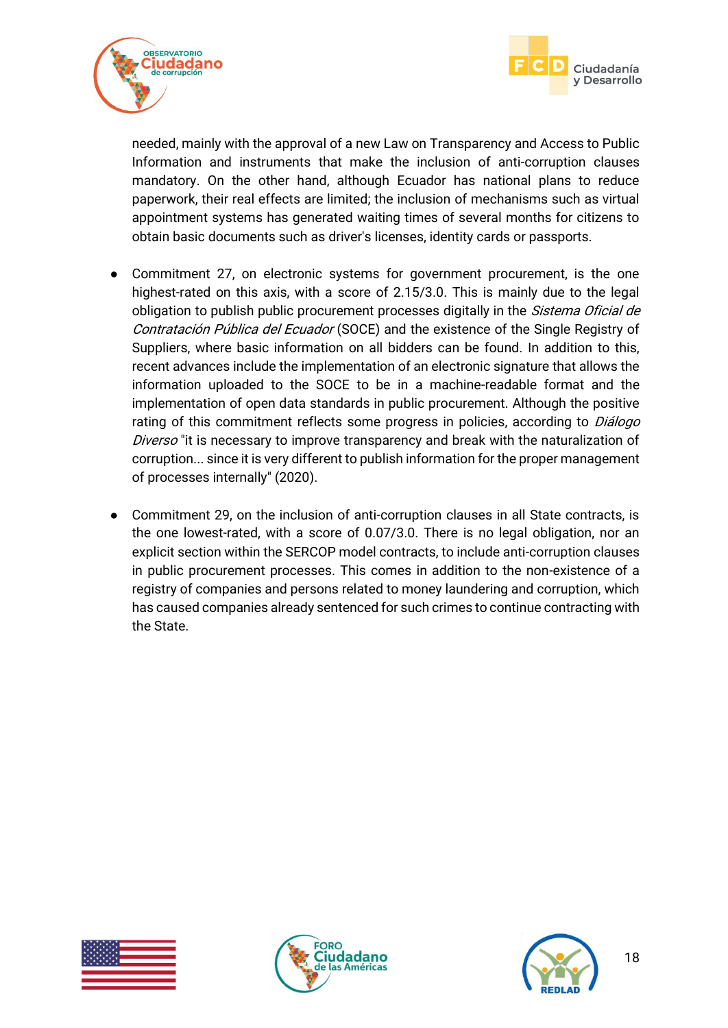needed, mainly with the approval of a new Law on Transparency and Access to Public Information and instruments that make the inclusion of anti-corruption clauses mandatory. On the other hand, although Ecuador has national plans to reduce paperwork, their real effects are limited; the inclusion of mechanisms such as virtual appointment systems has generated waiting times of several months for citizens to obtain basic documents such as driver's licenses, identity cards or passports.

- Commitment 27, on electronic systems for government procurement, is the one highest-rated on this axis, with a score of 2.15/3.0. This is mainly due to the legal obligation to publish public procurement processes digitally in the *Sistema Oficial de Contratación Pública del Ecuador* (SOCE) and the existence of the Single Registry of Suppliers, where basic information on all bidders can be found. In addition to this, recent advances include the implementation of an electronic signature that allows the information uploaded to the SOCE to be in a machine-readable format and the implementation of open data standards in public procurement. Although the positive rating of this commitment reflects some progress in policies, according to *Diálogo Diverso* "it is necessary to improve transparency and break with the naturalization of corruption... since it is very different to publish information for the proper management of processes internally" (2020).

- Commitment 29, on the inclusion of anti-corruption clauses in all State contracts, is the one lowest-rated, with a score of 0.07/3.0. There is no legal obligation, nor an explicit section within the SERCOP model contracts, to include anti-corruption clauses in public procurement processes. This comes in addition to the non-existence of a registry of companies and persons related to money laundering and corruption, which has caused companies already sentenced for such crimes to continue contracting with the State.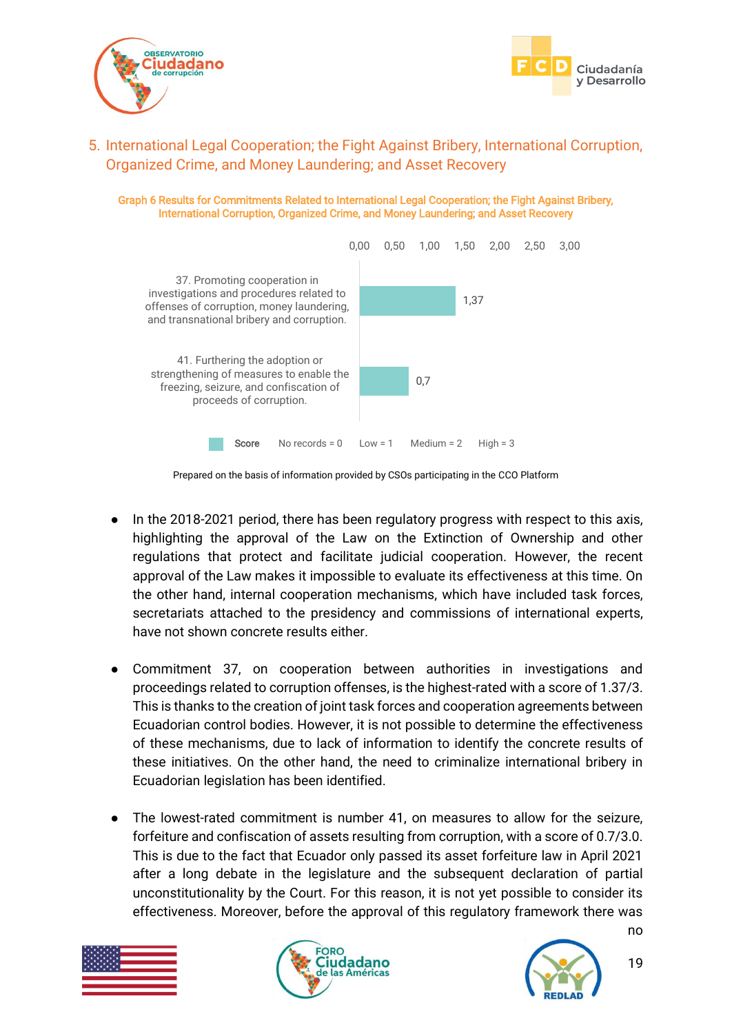## 5. International Legal Cooperation; the Fight Against Bribery, International Corruption, Organized Crime, and Money Laundering; and Asset Recovery

**Graph 6 Results for Commitments Related to International Legal Cooperation; the Fight Against Bribery, International Corruption, Organized Crime, and Money Laundering; and Asset Recovery**

| Commitment | Score |
| --- | --- |
| 37. Promoting cooperation in investigations and procedures related to offenses of corruption, money laundering, and transnational bribery and corruption. | 1,37 |
| 41. Furthering the adoption or strengthening of measures to enable the freezing, seizure, and confiscation of proceeds of corruption. | 0,7 |

Score: No records = 0, Low = 1, Medium = 2, High = 3

Prepared on the basis of information provided by CSOs participating in the CCO Platform

- In the 2018-2021 period, there has been regulatory progress with respect to this axis, highlighting the approval of the Law on the Extinction of Ownership and other regulations that protect and facilitate judicial cooperation. However, the recent approval of the Law makes it impossible to evaluate its effectiveness at this time. On the other hand, internal cooperation mechanisms, which have included task forces, secretariats attached to the presidency and commissions of international experts, have not shown concrete results either.

- Commitment 37, on cooperation between authorities in investigations and proceedings related to corruption offenses, is the highest-rated with a score of 1.37/3. This is thanks to the creation of joint task forces and cooperation agreements between Ecuadorian control bodies. However, it is not possible to determine the effectiveness of these mechanisms, due to lack of information to identify the concrete results of these initiatives. On the other hand, the need to criminalize international bribery in Ecuadorian legislation has been identified.

- The lowest-rated commitment is number 41, on measures to allow for the seizure, forfeiture and confiscation of assets resulting from corruption, with a score of 0.7/3.0. This is due to the fact that Ecuador only passed its asset forfeiture law in April 2021 after a long debate in the legislature and the subsequent declaration of partial unconstitutionality by the Court. For this reason, it is not yet possible to consider its effectiveness. Moreover, before the approval of this regulatory framework there was no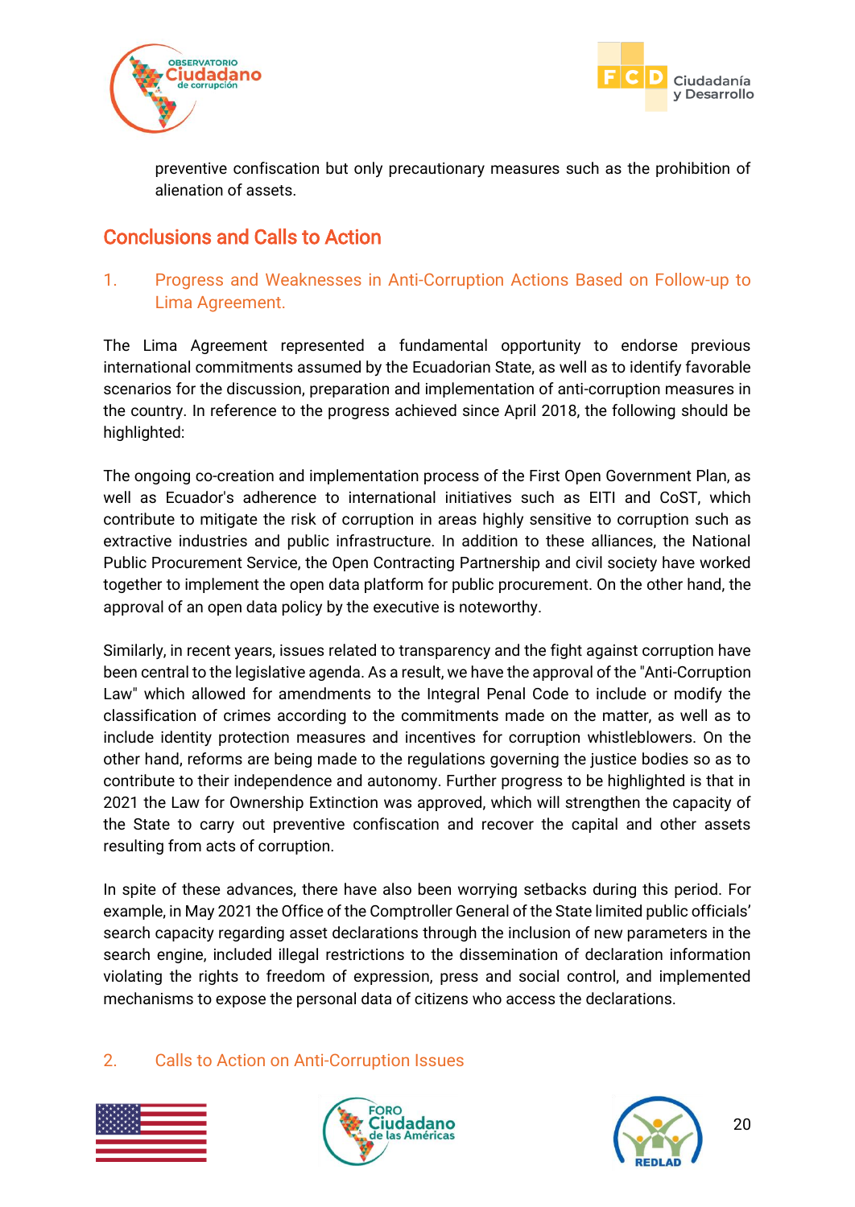preventive confiscation but only precautionary measures such as the prohibition of alienation of assets.

## Conclusions and Calls to Action

### 1. Progress and Weaknesses in Anti-Corruption Actions Based on Follow-up to Lima Agreement.

The Lima Agreement represented a fundamental opportunity to endorse previous international commitments assumed by the Ecuadorian State, as well as to identify favorable scenarios for the discussion, preparation and implementation of anti-corruption measures in the country. In reference to the progress achieved since April 2018, the following should be highlighted:

The ongoing co-creation and implementation process of the First Open Government Plan, as well as Ecuador's adherence to international initiatives such as EITI and CoST, which contribute to mitigate the risk of corruption in areas highly sensitive to corruption such as extractive industries and public infrastructure. In addition to these alliances, the National Public Procurement Service, the Open Contracting Partnership and civil society have worked together to implement the open data platform for public procurement. On the other hand, the approval of an open data policy by the executive is noteworthy.

Similarly, in recent years, issues related to transparency and the fight against corruption have been central to the legislative agenda. As a result, we have the approval of the "Anti-Corruption Law" which allowed for amendments to the Integral Penal Code to include or modify the classification of crimes according to the commitments made on the matter, as well as to include identity protection measures and incentives for corruption whistleblowers. On the other hand, reforms are being made to the regulations governing the justice bodies so as to contribute to their independence and autonomy. Further progress to be highlighted is that in 2021 the Law for Ownership Extinction was approved, which will strengthen the capacity of the State to carry out preventive confiscation and recover the capital and other assets resulting from acts of corruption.

In spite of these advances, there have also been worrying setbacks during this period. For example, in May 2021 the Office of the Comptroller General of the State limited public officials' search capacity regarding asset declarations through the inclusion of new parameters in the search engine, included illegal restrictions to the dissemination of declaration information violating the rights to freedom of expression, press and social control, and implemented mechanisms to expose the personal data of citizens who access the declarations.

### 2. Calls to Action on Anti-Corruption Issues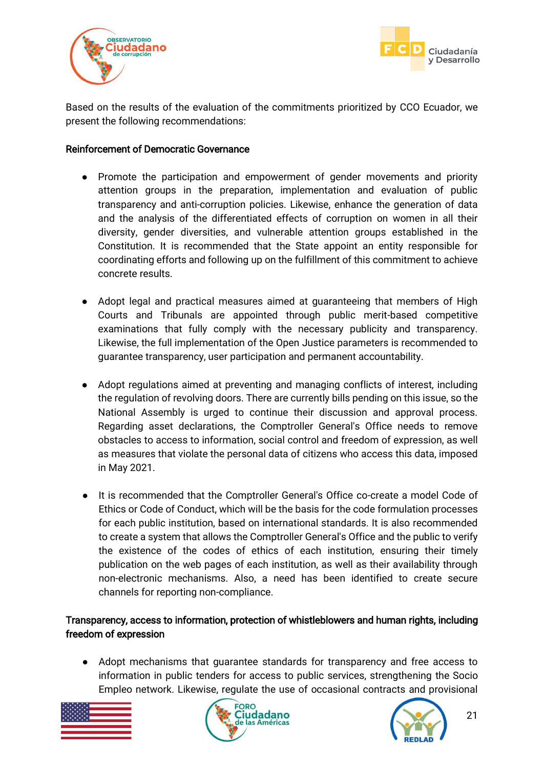Based on the results of the evaluation of the commitments prioritized by CCO Ecuador, we present the following recommendations:

### Reinforcement of Democratic Governance

- Promote the participation and empowerment of gender movements and priority attention groups in the preparation, implementation and evaluation of public transparency and anti-corruption policies. Likewise, enhance the generation of data and the analysis of the differentiated effects of corruption on women in all their diversity, gender diversities, and vulnerable attention groups established in the Constitution. It is recommended that the State appoint an entity responsible for coordinating efforts and following up on the fulfillment of this commitment to achieve concrete results.

- Adopt legal and practical measures aimed at guaranteeing that members of High Courts and Tribunals are appointed through public merit-based competitive examinations that fully comply with the necessary publicity and transparency. Likewise, the full implementation of the Open Justice parameters is recommended to guarantee transparency, user participation and permanent accountability.

- Adopt regulations aimed at preventing and managing conflicts of interest, including the regulation of revolving doors. There are currently bills pending on this issue, so the National Assembly is urged to continue their discussion and approval process. Regarding asset declarations, the Comptroller General's Office needs to remove obstacles to access to information, social control and freedom of expression, as well as measures that violate the personal data of citizens who access this data, imposed in May 2021.

- It is recommended that the Comptroller General's Office co-create a model Code of Ethics or Code of Conduct, which will be the basis for the code formulation processes for each public institution, based on international standards. It is also recommended to create a system that allows the Comptroller General's Office and the public to verify the existence of the codes of ethics of each institution, ensuring their timely publication on the web pages of each institution, as well as their availability through non-electronic mechanisms. Also, a need has been identified to create secure channels for reporting non-compliance.

### Transparency, access to information, protection of whistleblowers and human rights, including freedom of expression

- Adopt mechanisms that guarantee standards for transparency and free access to information in public tenders for access to public services, strengthening the Socio Empleo network. Likewise, regulate the use of occasional contracts and provisional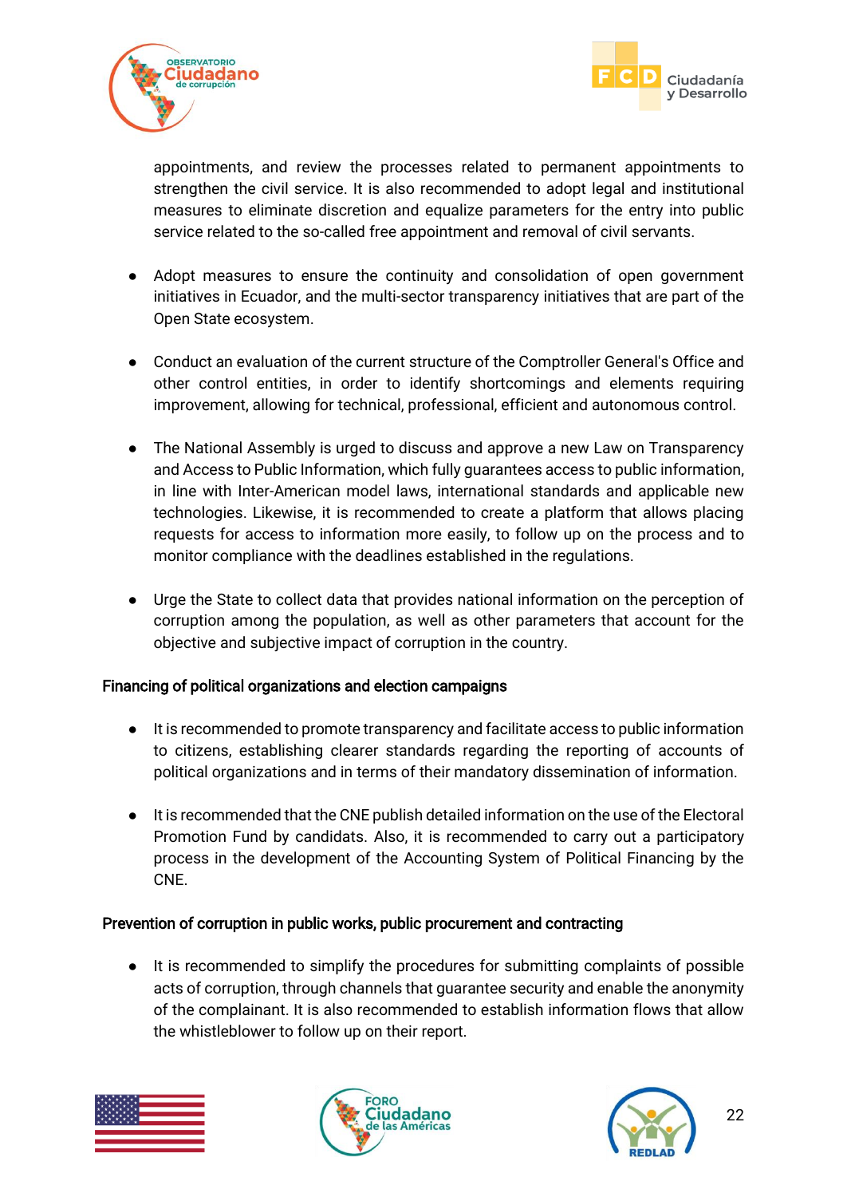appointments, and review the processes related to permanent appointments to strengthen the civil service. It is also recommended to adopt legal and institutional measures to eliminate discretion and equalize parameters for the entry into public service related to the so-called free appointment and removal of civil servants.

- Adopt measures to ensure the continuity and consolidation of open government initiatives in Ecuador, and the multi-sector transparency initiatives that are part of the Open State ecosystem.

- Conduct an evaluation of the current structure of the Comptroller General's Office and other control entities, in order to identify shortcomings and elements requiring improvement, allowing for technical, professional, efficient and autonomous control.

- The National Assembly is urged to discuss and approve a new Law on Transparency and Access to Public Information, which fully guarantees access to public information, in line with Inter-American model laws, international standards and applicable new technologies. Likewise, it is recommended to create a platform that allows placing requests for access to information more easily, to follow up on the process and to monitor compliance with the deadlines established in the regulations.

- Urge the State to collect data that provides national information on the perception of corruption among the population, as well as other parameters that account for the objective and subjective impact of corruption in the country.

### Financing of political organizations and election campaigns

- It is recommended to promote transparency and facilitate access to public information to citizens, establishing clearer standards regarding the reporting of accounts of political organizations and in terms of their mandatory dissemination of information.

- It is recommended that the CNE publish detailed information on the use of the Electoral Promotion Fund by candidats. Also, it is recommended to carry out a participatory process in the development of the Accounting System of Political Financing by the CNE.

### Prevention of corruption in public works, public procurement and contracting

- It is recommended to simplify the procedures for submitting complaints of possible acts of corruption, through channels that guarantee security and enable the anonymity of the complainant. It is also recommended to establish information flows that allow the whistleblower to follow up on their report.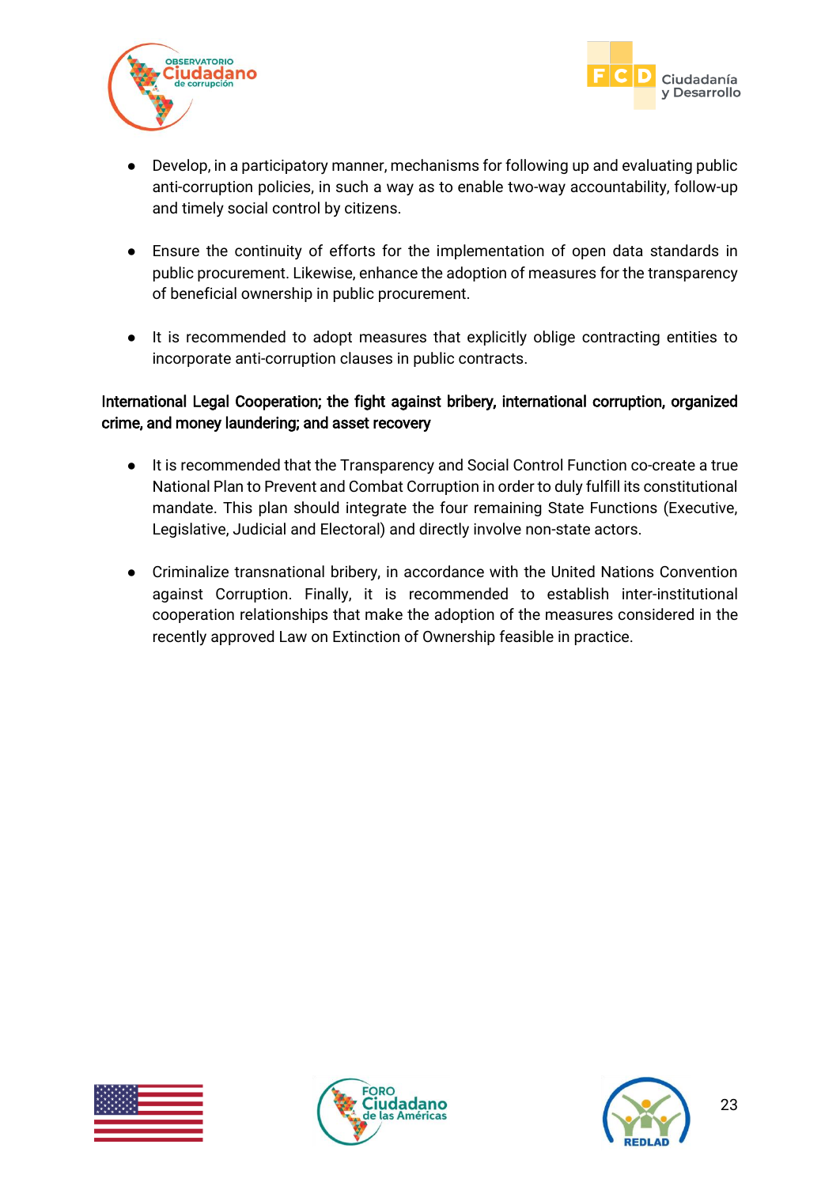- Develop, in a participatory manner, mechanisms for following up and evaluating public anti-corruption policies, in such a way as to enable two-way accountability, follow-up and timely social control by citizens.

- Ensure the continuity of efforts for the implementation of open data standards in public procurement. Likewise, enhance the adoption of measures for the transparency of beneficial ownership in public procurement.

- It is recommended to adopt measures that explicitly oblige contracting entities to incorporate anti-corruption clauses in public contracts.

International Legal Cooperation; the fight against bribery, international corruption, organized crime, and money laundering; and asset recovery

- It is recommended that the Transparency and Social Control Function co-create a true National Plan to Prevent and Combat Corruption in order to duly fulfill its constitutional mandate. This plan should integrate the four remaining State Functions (Executive, Legislative, Judicial and Electoral) and directly involve non-state actors.

- Criminalize transnational bribery, in accordance with the United Nations Convention against Corruption. Finally, it is recommended to establish inter-institutional cooperation relationships that make the adoption of the measures considered in the recently approved Law on Extinction of Ownership feasible in practice.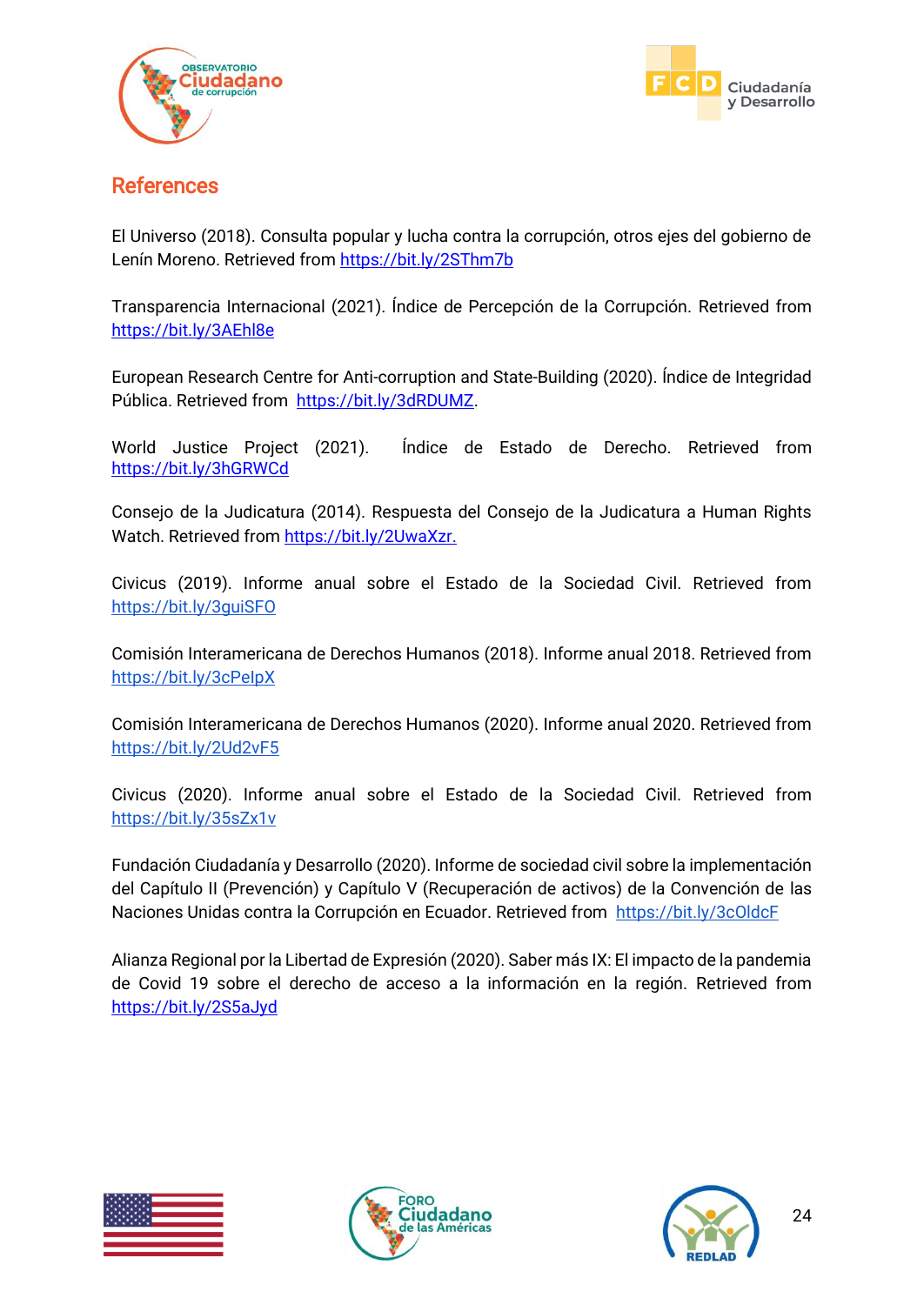## References

El Universo (2018). Consulta popular y lucha contra la corrupción, otros ejes del gobierno de Lenín Moreno. Retrieved from https://bit.ly/2SThm7b

Transparencia Internacional (2021). Índice de Percepción de la Corrupción. Retrieved from https://bit.ly/3AEhl8e

European Research Centre for Anti-corruption and State-Building (2020). Índice de Integridad Pública. Retrieved from https://bit.ly/3dRDUMZ.

World Justice Project (2021). Índice de Estado de Derecho. Retrieved from https://bit.ly/3hGRWCd

Consejo de la Judicatura (2014). Respuesta del Consejo de la Judicatura a Human Rights Watch. Retrieved from https://bit.ly/2UwaXzr.

Civicus (2019). Informe anual sobre el Estado de la Sociedad Civil. Retrieved from https://bit.ly/3guiSFO

Comisión Interamericana de Derechos Humanos (2018). Informe anual 2018. Retrieved from https://bit.ly/3cPelpX

Comisión Interamericana de Derechos Humanos (2020). Informe anual 2020. Retrieved from https://bit.ly/2Ud2vF5

Civicus (2020). Informe anual sobre el Estado de la Sociedad Civil. Retrieved from https://bit.ly/35sZx1v

Fundación Ciudadanía y Desarrollo (2020). Informe de sociedad civil sobre la implementación del Capítulo II (Prevención) y Capítulo V (Recuperación de activos) de la Convención de las Naciones Unidas contra la Corrupción en Ecuador. Retrieved from https://bit.ly/3cOldcF

Alianza Regional por la Libertad de Expresión (2020). Saber más IX: El impacto de la pandemia de Covid 19 sobre el derecho de acceso a la información en la región. Retrieved from https://bit.ly/2S5aJyd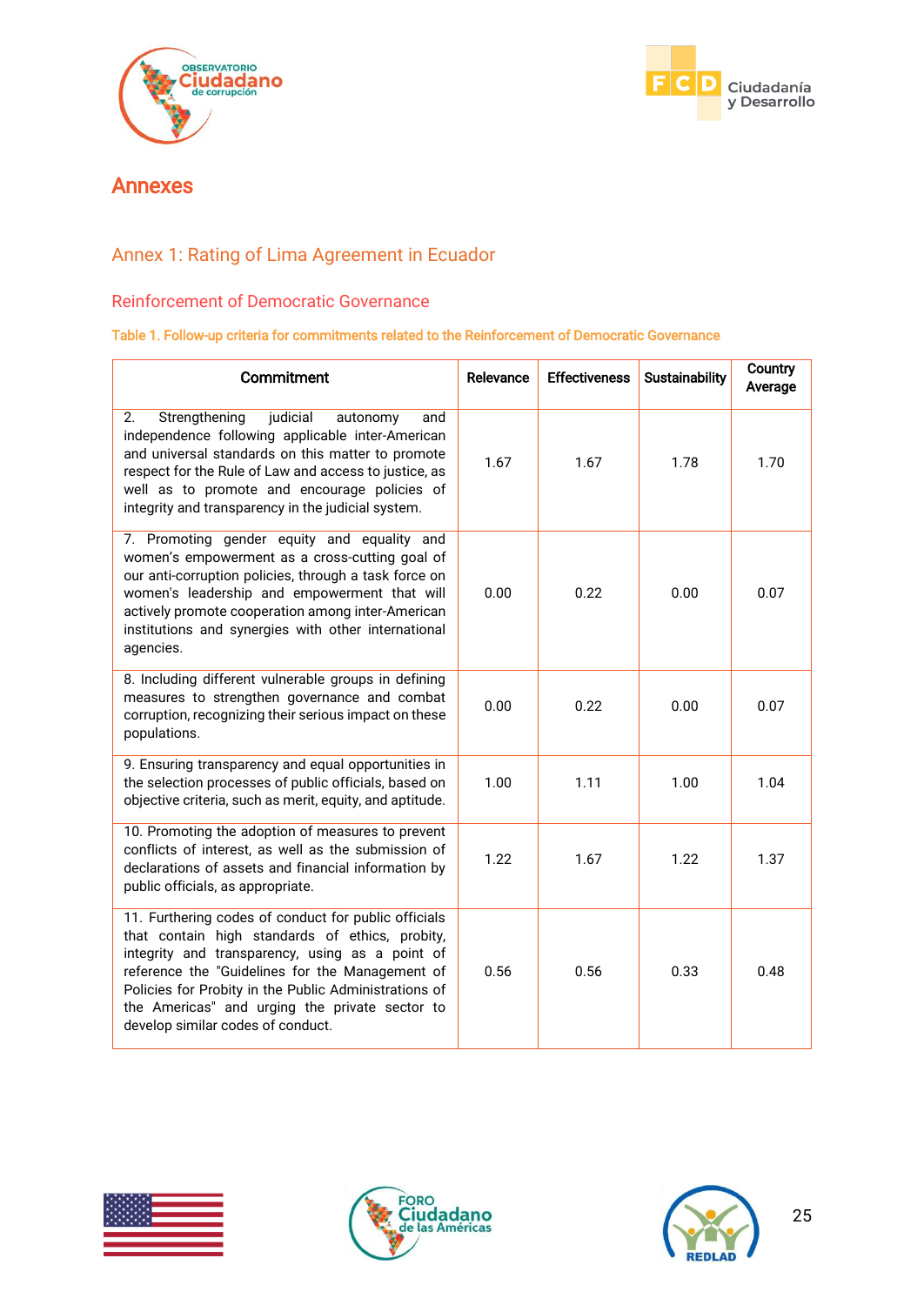# Annexes

## Annex 1: Rating of Lima Agreement in Ecuador

### Reinforcement of Democratic Governance

**Table 1. Follow-up criteria for commitments related to the Reinforcement of Democratic Governance**

| Commitment | Relevance | Effectiveness | Sustainability | Country Average |
|---|---|---|---|---|
| 2. Strengthening judicial autonomy and independence following applicable inter-American and universal standards on this matter to promote respect for the Rule of Law and access to justice, as well as to promote and encourage policies of integrity and transparency in the judicial system. | 1.67 | 1.67 | 1.78 | 1.70 |
| 7. Promoting gender equity and equality and women's empowerment as a cross-cutting goal of our anti-corruption policies, through a task force on women's leadership and empowerment that will actively promote cooperation among inter-American institutions and synergies with other international agencies. | 0.00 | 0.22 | 0.00 | 0.07 |
| 8. Including different vulnerable groups in defining measures to strengthen governance and combat corruption, recognizing their serious impact on these populations. | 0.00 | 0.22 | 0.00 | 0.07 |
| 9. Ensuring transparency and equal opportunities in the selection processes of public officials, based on objective criteria, such as merit, equity, and aptitude. | 1.00 | 1.11 | 1.00 | 1.04 |
| 10. Promoting the adoption of measures to prevent conflicts of interest, as well as the submission of declarations of assets and financial information by public officials, as appropriate. | 1.22 | 1.67 | 1.22 | 1.37 |
| 11. Furthering codes of conduct for public officials that contain high standards of ethics, probity, integrity and transparency, using as a point of reference the "Guidelines for the Management of Policies for Probity in the Public Administrations of the Americas" and urging the private sector to develop similar codes of conduct. | 0.56 | 0.56 | 0.33 | 0.48 |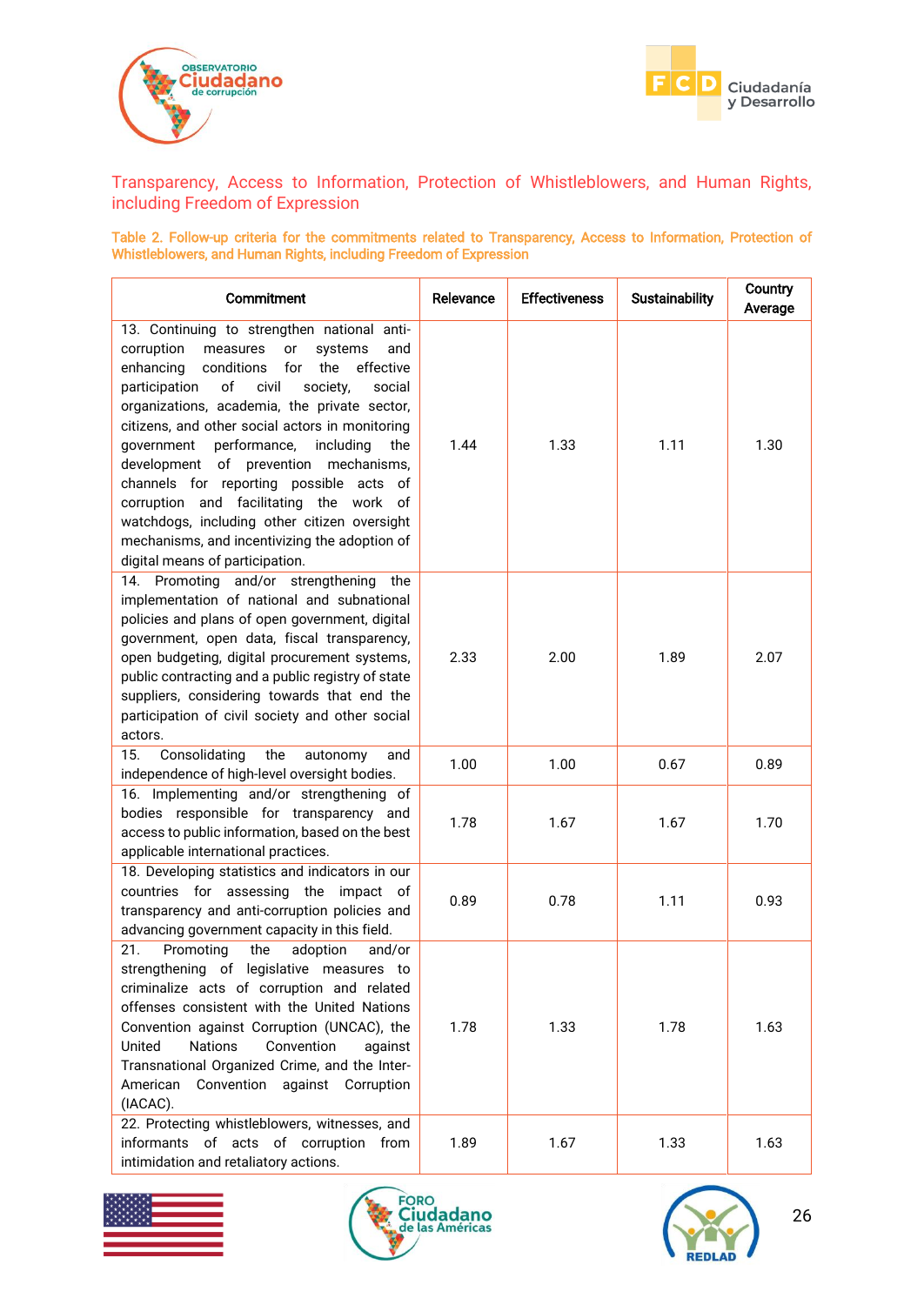## Transparency, Access to Information, Protection of Whistleblowers, and Human Rights, including Freedom of Expression

**Table 2. Follow-up criteria for the commitments related to Transparency, Access to Information, Protection of Whistleblowers, and Human Rights, including Freedom of Expression**

| Commitment | Relevance | Effectiveness | Sustainability | Country Average |
|---|---|---|---|---|
| 13. Continuing to strengthen national anti-corruption measures or systems and enhancing conditions for the effective participation of civil society, social organizations, academia, the private sector, citizens, and other social actors in monitoring government performance, including the development of prevention mechanisms, channels for reporting possible acts of corruption and facilitating the work of watchdogs, including other citizen oversight mechanisms, and incentivizing the adoption of digital means of participation. | 1.44 | 1.33 | 1.11 | 1.30 |
| 14. Promoting and/or strengthening the implementation of national and subnational policies and plans of open government, digital government, open data, fiscal transparency, open budgeting, digital procurement systems, public contracting and a public registry of state suppliers, considering towards that end the participation of civil society and other social actors. | 2.33 | 2.00 | 1.89 | 2.07 |
| 15. Consolidating the autonomy and independence of high-level oversight bodies. | 1.00 | 1.00 | 0.67 | 0.89 |
| 16. Implementing and/or strengthening of bodies responsible for transparency and access to public information, based on the best applicable international practices. | 1.78 | 1.67 | 1.67 | 1.70 |
| 18. Developing statistics and indicators in our countries for assessing the impact of transparency and anti-corruption policies and advancing government capacity in this field. | 0.89 | 0.78 | 1.11 | 0.93 |
| 21. Promoting the adoption and/or strengthening of legislative measures to criminalize acts of corruption and related offenses consistent with the United Nations Convention against Corruption (UNCAC), the United Nations Convention against Transnational Organized Crime, and the Inter-American Convention against Corruption (IACAC). | 1.78 | 1.33 | 1.78 | 1.63 |
| 22. Protecting whistleblowers, witnesses, and informants of acts of corruption from intimidation and retaliatory actions. | 1.89 | 1.67 | 1.33 | 1.63 |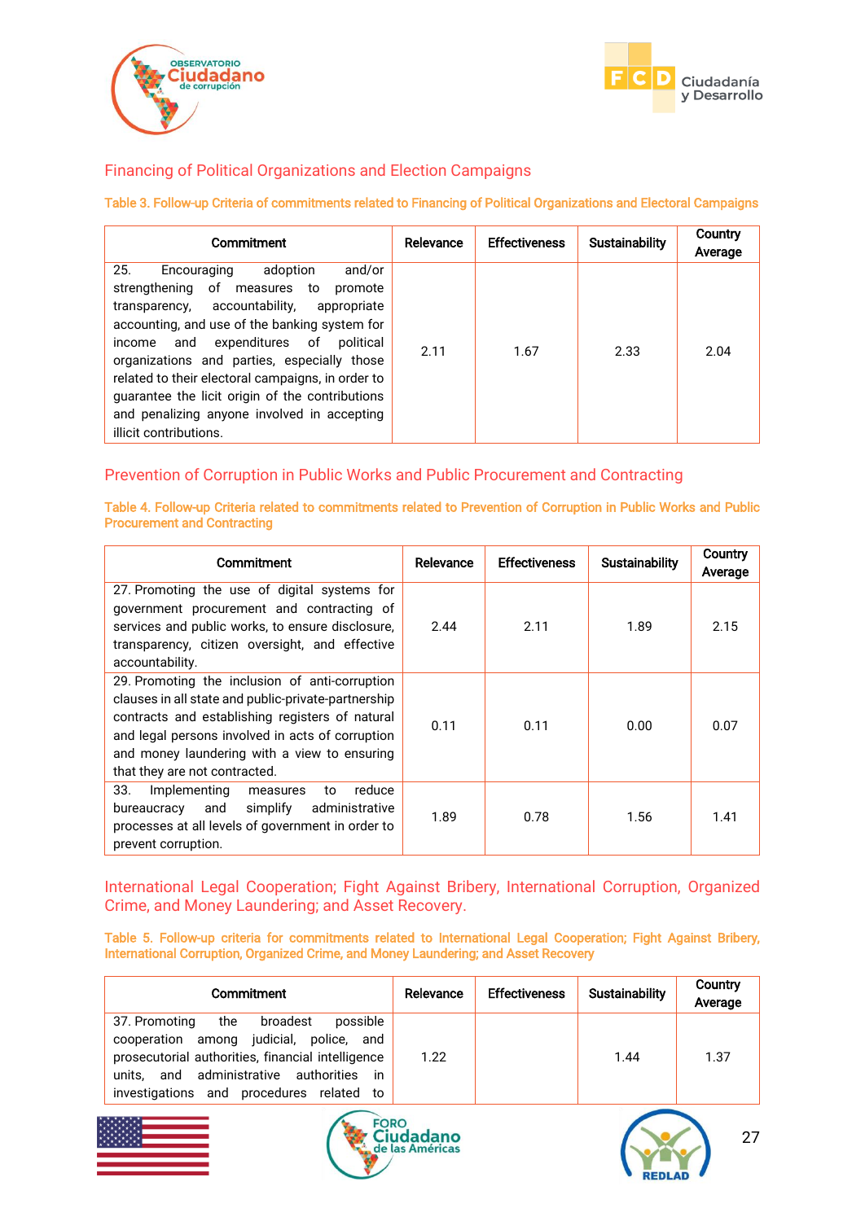## Financing of Political Organizations and Election Campaigns

**Table 3. Follow-up Criteria of commitments related to Financing of Political Organizations and Electoral Campaigns**

| Commitment | Relevance | Effectiveness | Sustainability | Country Average |
|---|---|---|---|---|
| 25. Encouraging adoption and/or strengthening of measures to promote transparency, accountability, appropriate accounting, and use of the banking system for income and expenditures of political organizations and parties, especially those related to their electoral campaigns, in order to guarantee the licit origin of the contributions and penalizing anyone involved in accepting illicit contributions. | 2.11 | 1.67 | 2.33 | 2.04 |

## Prevention of Corruption in Public Works and Public Procurement and Contracting

**Table 4. Follow-up Criteria related to commitments related to Prevention of Corruption in Public Works and Public Procurement and Contracting**

| Commitment | Relevance | Effectiveness | Sustainability | Country Average |
|---|---|---|---|---|
| 27. Promoting the use of digital systems for government procurement and contracting of services and public works, to ensure disclosure, transparency, citizen oversight, and effective accountability. | 2.44 | 2.11 | 1.89 | 2.15 |
| 29. Promoting the inclusion of anti-corruption clauses in all state and public-private-partnership contracts and establishing registers of natural and legal persons involved in acts of corruption and money laundering with a view to ensuring that they are not contracted. | 0.11 | 0.11 | 0.00 | 0.07 |
| 33. Implementing measures to reduce bureaucracy and simplify administrative processes at all levels of government in order to prevent corruption. | 1.89 | 0.78 | 1.56 | 1.41 |

## International Legal Cooperation; Fight Against Bribery, International Corruption, Organized Crime, and Money Laundering; and Asset Recovery.

**Table 5. Follow-up criteria for commitments related to International Legal Cooperation; Fight Against Bribery, International Corruption, Organized Crime, and Money Laundering; and Asset Recovery**

| Commitment | Relevance | Effectiveness | Sustainability | Country Average |
|---|---|---|---|---|
| 37. Promoting the broadest possible cooperation among judicial, police, and prosecutorial authorities, financial intelligence units, and administrative authorities in investigations and procedures related to | 1.22 | | 1.44 | 1.37 |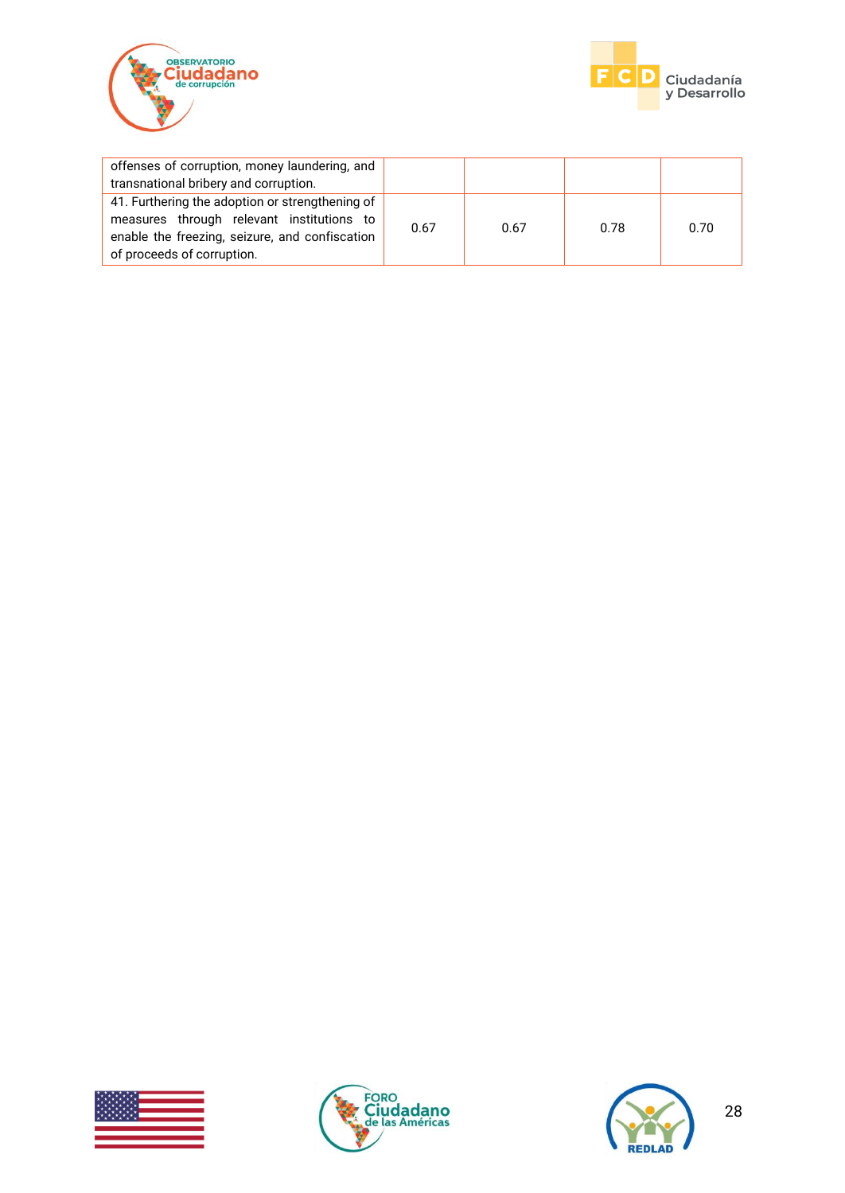| | | | | |
|---|---|---|---|---|
| offenses of corruption, money laundering, and transnational bribery and corruption. | | | | |
| 41. Furthering the adoption or strengthening of measures through relevant institutions to enable the freezing, seizure, and confiscation of proceeds of corruption. | 0.67 | 0.67 | 0.78 | 0.70 |